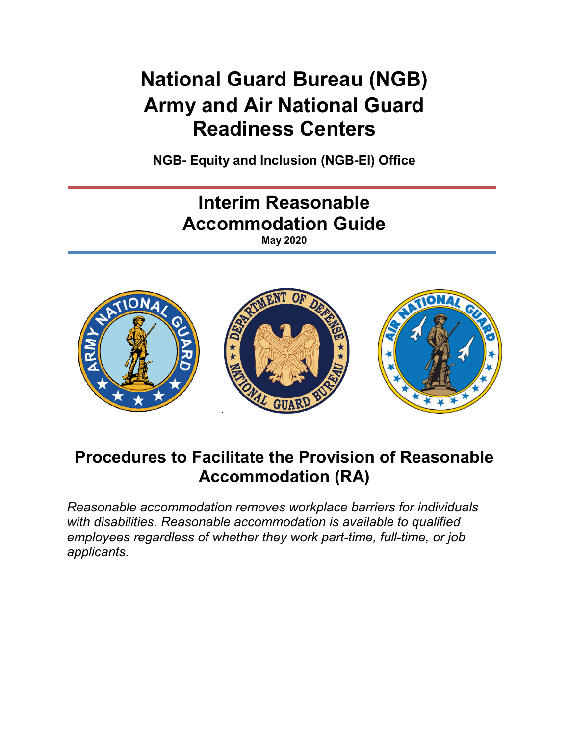# National Guard Bureau (NGB) Army and Air National Guard Readiness Centers

**NGB- Equity and Inclusion (NGB-EI) Office**

## Interim Reasonable Accommodation Guide

**May 2020**

## Procedures to Facilitate the Provision of Reasonable Accommodation (RA)

*Reasonable accommodation removes workplace barriers for individuals with disabilities. Reasonable accommodation is available to qualified employees regardless of whether they work part-time, full-time, or job applicants.*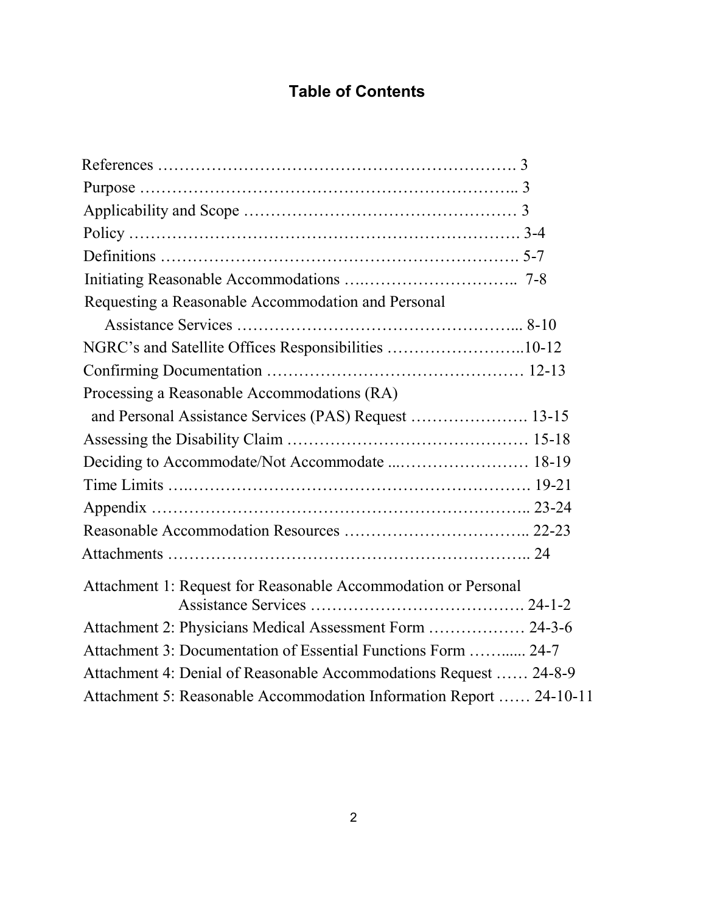## Table of Contents

References ………………………………………………………. 3

Purpose ………………………………………………………….. 3

Applicability and Scope …………………………………………… 3

Policy ……………………………………………………………. 3-4

Definitions ………………………………………………………. 5-7

Initiating Reasonable Accommodations ….……………………….. 7-8

Requesting a Reasonable Accommodation and Personal
Assistance Services …………………………………………... 8-10

NGRC's and Satellite Offices Responsibilities ……………………..10-12

Confirming Documentation ………………………………………… 12-13

Processing a Reasonable Accommodations (RA)
and Personal Assistance Services (PAS) Request …………………. 13-15

Assessing the Disability Claim ……………………………………… 15-18

Deciding to Accommodate/Not Accommodate ...…………………… 18-19

Time Limits ….……………………………………………………. 19-21

Appendix ……………………………………………………….. 23-24

Reasonable Accommodation Resources …………………………….. 22-23

Attachments ……………………………………………………….. 24

Attachment 1: Request for Reasonable Accommodation or Personal
Assistance Services …………………………………. 24-1-2

Attachment 2: Physicians Medical Assessment Form ……………… 24-3-6

Attachment 3: Documentation of Essential Functions Form ……..... 24-7

Attachment 4: Denial of Reasonable Accommodations Request …… 24-8-9

Attachment 5: Reasonable Accommodation Information Report …… 24-10-11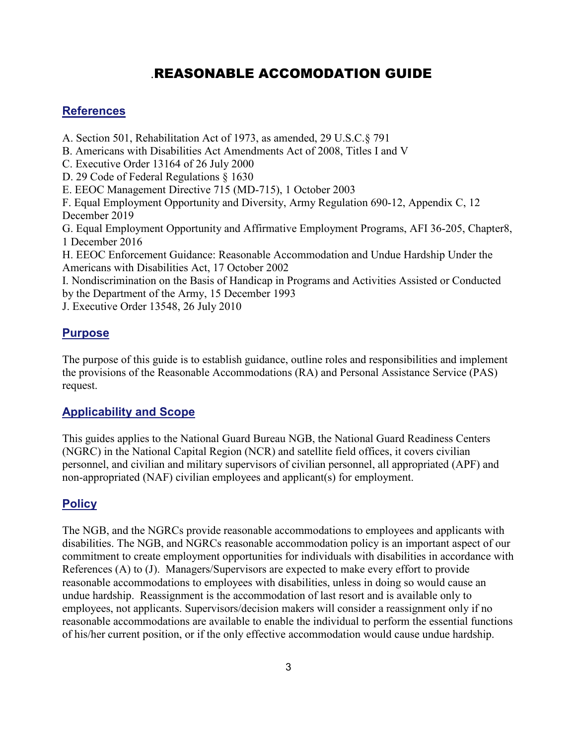# .REASONABLE ACCOMODATION GUIDE

## References

A. Section 501, Rehabilitation Act of 1973, as amended, 29 U.S.C.§ 791
B. Americans with Disabilities Act Amendments Act of 2008, Titles I and V
C. Executive Order 13164 of 26 July 2000
D. 29 Code of Federal Regulations § 1630
E. EEOC Management Directive 715 (MD-715), 1 October 2003
F. Equal Employment Opportunity and Diversity, Army Regulation 690-12, Appendix C, 12 December 2019
G. Equal Employment Opportunity and Affirmative Employment Programs, AFI 36-205, Chapter8, 1 December 2016
H. EEOC Enforcement Guidance: Reasonable Accommodation and Undue Hardship Under the Americans with Disabilities Act, 17 October 2002
I. Nondiscrimination on the Basis of Handicap in Programs and Activities Assisted or Conducted by the Department of the Army, 15 December 1993
J. Executive Order 13548, 26 July 2010

## Purpose

The purpose of this guide is to establish guidance, outline roles and responsibilities and implement the provisions of the Reasonable Accommodations (RA) and Personal Assistance Service (PAS) request.

## Applicability and Scope

This guides applies to the National Guard Bureau NGB, the National Guard Readiness Centers (NGRC) in the National Capital Region (NCR) and satellite field offices, it covers civilian personnel, and civilian and military supervisors of civilian personnel, all appropriated (APF) and non-appropriated (NAF) civilian employees and applicant(s) for employment.

## Policy

The NGB, and the NGRCs provide reasonable accommodations to employees and applicants with disabilities. The NGB, and NGRCs reasonable accommodation policy is an important aspect of our commitment to create employment opportunities for individuals with disabilities in accordance with References (A) to (J). Managers/Supervisors are expected to make every effort to provide reasonable accommodations to employees with disabilities, unless in doing so would cause an undue hardship. Reassignment is the accommodation of last resort and is available only to employees, not applicants. Supervisors/decision makers will consider a reassignment only if no reasonable accommodations are available to enable the individual to perform the essential functions of his/her current position, or if the only effective accommodation would cause undue hardship.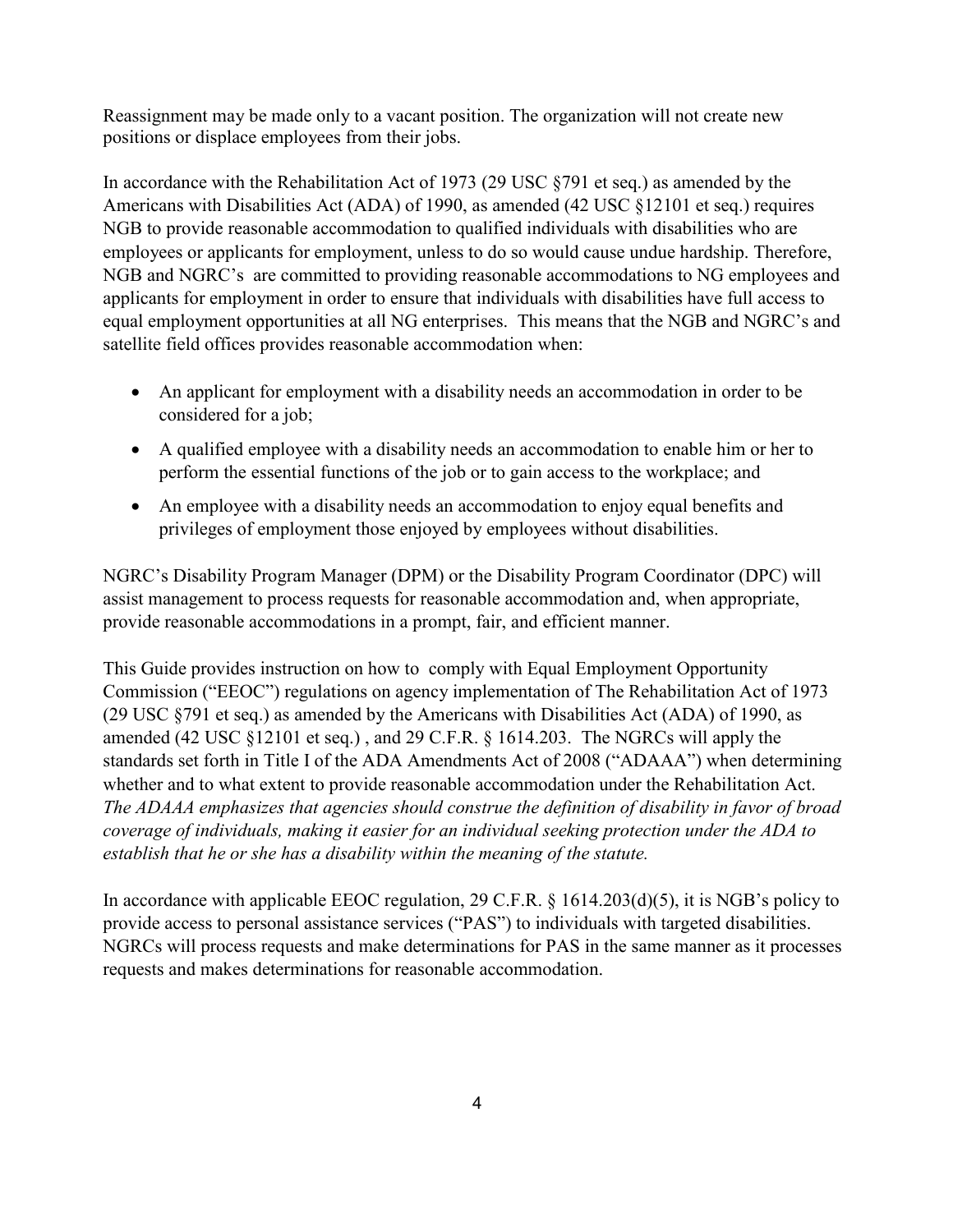Reassignment may be made only to a vacant position. The organization will not create new positions or displace employees from their jobs.

In accordance with the Rehabilitation Act of 1973 (29 USC §791 et seq.) as amended by the Americans with Disabilities Act (ADA) of 1990, as amended (42 USC §12101 et seq.) requires NGB to provide reasonable accommodation to qualified individuals with disabilities who are employees or applicants for employment, unless to do so would cause undue hardship. Therefore, NGB and NGRC's are committed to providing reasonable accommodations to NG employees and applicants for employment in order to ensure that individuals with disabilities have full access to equal employment opportunities at all NG enterprises. This means that the NGB and NGRC's and satellite field offices provides reasonable accommodation when:

- An applicant for employment with a disability needs an accommodation in order to be considered for a job;
- A qualified employee with a disability needs an accommodation to enable him or her to perform the essential functions of the job or to gain access to the workplace; and
- An employee with a disability needs an accommodation to enjoy equal benefits and privileges of employment those enjoyed by employees without disabilities.

NGRC's Disability Program Manager (DPM) or the Disability Program Coordinator (DPC) will assist management to process requests for reasonable accommodation and, when appropriate, provide reasonable accommodations in a prompt, fair, and efficient manner.

This Guide provides instruction on how to comply with Equal Employment Opportunity Commission ("EEOC") regulations on agency implementation of The Rehabilitation Act of 1973 (29 USC §791 et seq.) as amended by the Americans with Disabilities Act (ADA) of 1990, as amended (42 USC §12101 et seq.) , and 29 C.F.R. § 1614.203. The NGRCs will apply the standards set forth in Title I of the ADA Amendments Act of 2008 ("ADAAA") when determining whether and to what extent to provide reasonable accommodation under the Rehabilitation Act. *The ADAAA emphasizes that agencies should construe the definition of disability in favor of broad coverage of individuals, making it easier for an individual seeking protection under the ADA to establish that he or she has a disability within the meaning of the statute.*

In accordance with applicable EEOC regulation, 29 C.F.R. § 1614.203(d)(5), it is NGB's policy to provide access to personal assistance services ("PAS") to individuals with targeted disabilities. NGRCs will process requests and make determinations for PAS in the same manner as it processes requests and makes determinations for reasonable accommodation.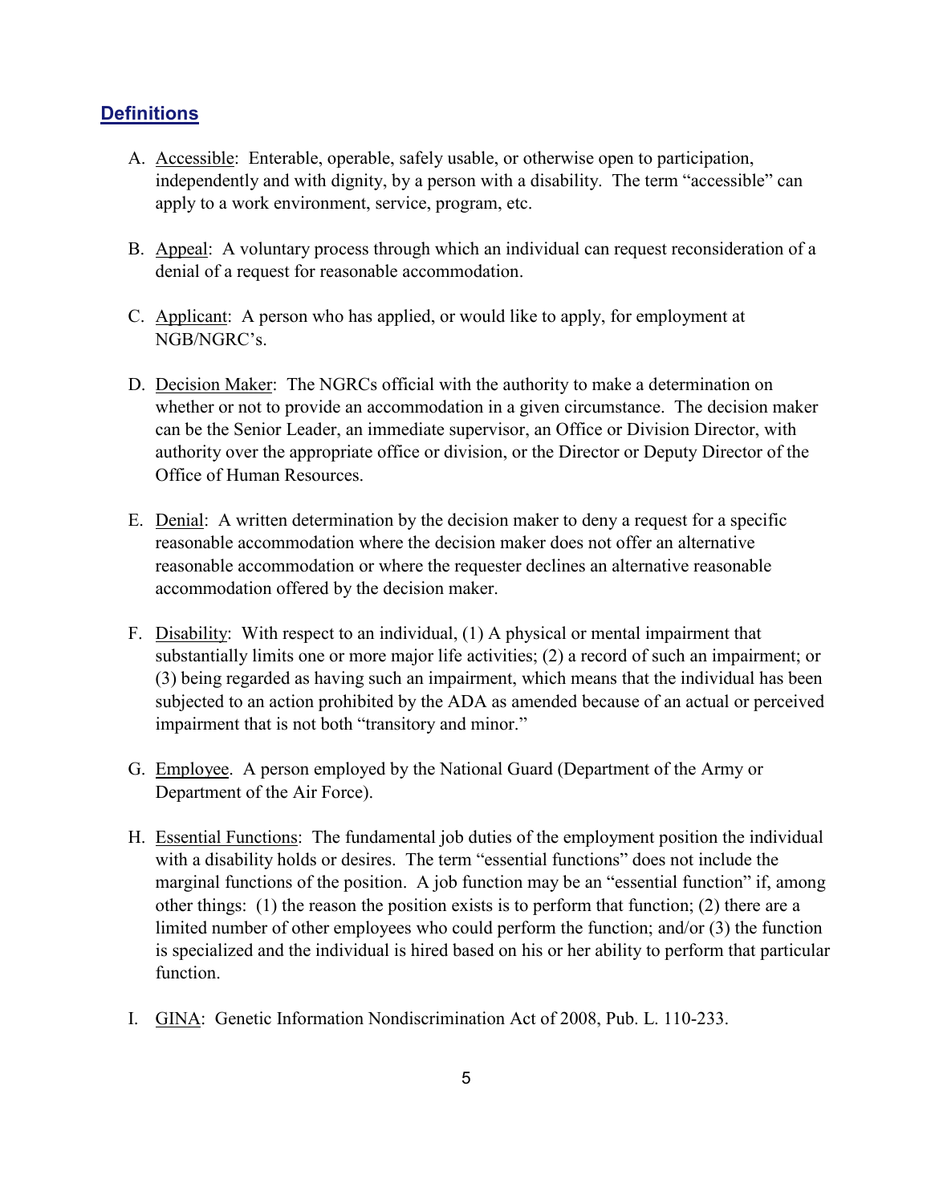## Definitions

A. Accessible: Enterable, operable, safely usable, or otherwise open to participation, independently and with dignity, by a person with a disability. The term "accessible" can apply to a work environment, service, program, etc.

B. Appeal: A voluntary process through which an individual can request reconsideration of a denial of a request for reasonable accommodation.

C. Applicant: A person who has applied, or would like to apply, for employment at NGB/NGRC's.

D. Decision Maker: The NGRCs official with the authority to make a determination on whether or not to provide an accommodation in a given circumstance. The decision maker can be the Senior Leader, an immediate supervisor, an Office or Division Director, with authority over the appropriate office or division, or the Director or Deputy Director of the Office of Human Resources.

E. Denial: A written determination by the decision maker to deny a request for a specific reasonable accommodation where the decision maker does not offer an alternative reasonable accommodation or where the requester declines an alternative reasonable accommodation offered by the decision maker.

F. Disability: With respect to an individual, (1) A physical or mental impairment that substantially limits one or more major life activities; (2) a record of such an impairment; or (3) being regarded as having such an impairment, which means that the individual has been subjected to an action prohibited by the ADA as amended because of an actual or perceived impairment that is not both "transitory and minor."

G. Employee. A person employed by the National Guard (Department of the Army or Department of the Air Force).

H. Essential Functions: The fundamental job duties of the employment position the individual with a disability holds or desires. The term "essential functions" does not include the marginal functions of the position. A job function may be an "essential function" if, among other things: (1) the reason the position exists is to perform that function; (2) there are a limited number of other employees who could perform the function; and/or (3) the function is specialized and the individual is hired based on his or her ability to perform that particular function.

I. GINA: Genetic Information Nondiscrimination Act of 2008, Pub. L. 110-233.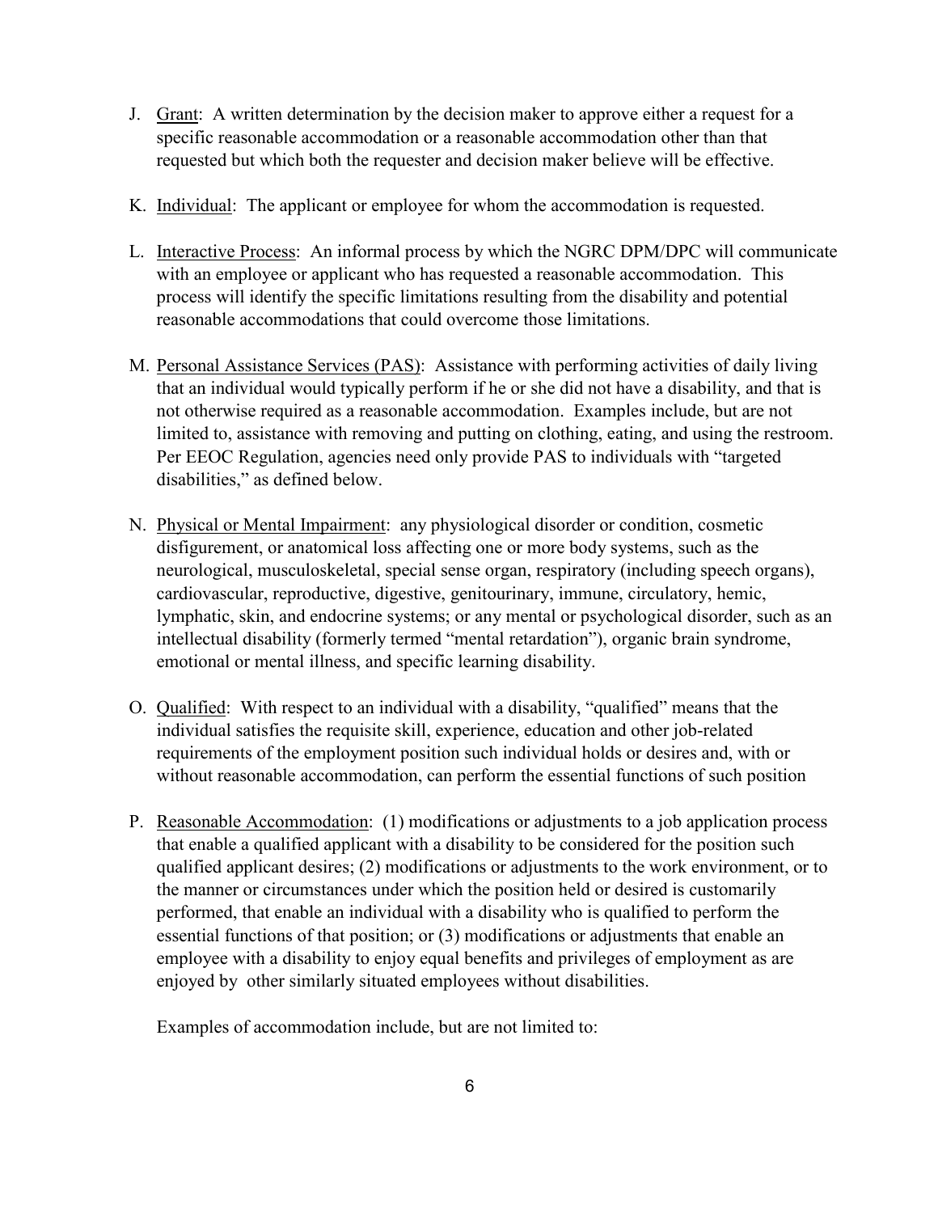J. Grant: A written determination by the decision maker to approve either a request for a specific reasonable accommodation or a reasonable accommodation other than that requested but which both the requester and decision maker believe will be effective.

K. Individual: The applicant or employee for whom the accommodation is requested.

L. Interactive Process: An informal process by which the NGRC DPM/DPC will communicate with an employee or applicant who has requested a reasonable accommodation. This process will identify the specific limitations resulting from the disability and potential reasonable accommodations that could overcome those limitations.

M. Personal Assistance Services (PAS): Assistance with performing activities of daily living that an individual would typically perform if he or she did not have a disability, and that is not otherwise required as a reasonable accommodation. Examples include, but are not limited to, assistance with removing and putting on clothing, eating, and using the restroom. Per EEOC Regulation, agencies need only provide PAS to individuals with "targeted disabilities," as defined below.

N. Physical or Mental Impairment: any physiological disorder or condition, cosmetic disfigurement, or anatomical loss affecting one or more body systems, such as the neurological, musculoskeletal, special sense organ, respiratory (including speech organs), cardiovascular, reproductive, digestive, genitourinary, immune, circulatory, hemic, lymphatic, skin, and endocrine systems; or any mental or psychological disorder, such as an intellectual disability (formerly termed "mental retardation"), organic brain syndrome, emotional or mental illness, and specific learning disability.

O. Qualified: With respect to an individual with a disability, "qualified" means that the individual satisfies the requisite skill, experience, education and other job-related requirements of the employment position such individual holds or desires and, with or without reasonable accommodation, can perform the essential functions of such position

P. Reasonable Accommodation: (1) modifications or adjustments to a job application process that enable a qualified applicant with a disability to be considered for the position such qualified applicant desires; (2) modifications or adjustments to the work environment, or to the manner or circumstances under which the position held or desired is customarily performed, that enable an individual with a disability who is qualified to perform the essential functions of that position; or (3) modifications or adjustments that enable an employee with a disability to enjoy equal benefits and privileges of employment as are enjoyed by other similarly situated employees without disabilities.

   Examples of accommodation include, but are not limited to: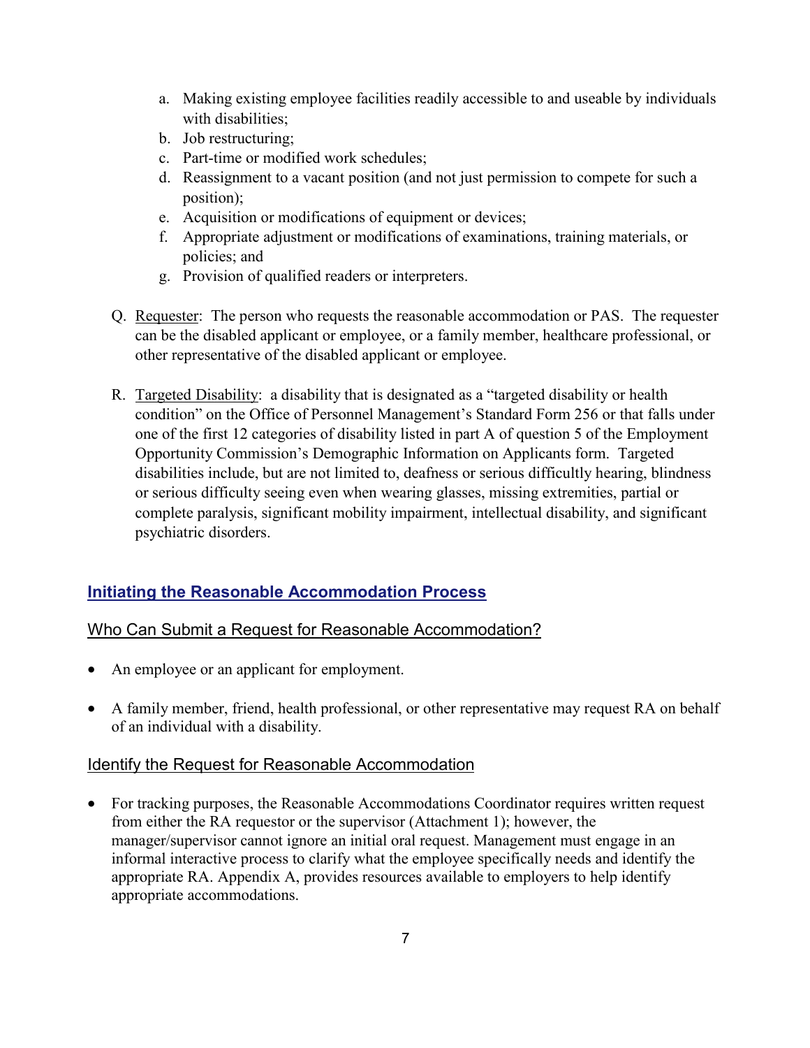a. Making existing employee facilities readily accessible to and useable by individuals with disabilities;
b. Job restructuring;
c. Part-time or modified work schedules;
d. Reassignment to a vacant position (and not just permission to compete for such a position);
e. Acquisition or modifications of equipment or devices;
f. Appropriate adjustment or modifications of examinations, training materials, or policies; and
g. Provision of qualified readers or interpreters.

Q. Requester: The person who requests the reasonable accommodation or PAS. The requester can be the disabled applicant or employee, or a family member, healthcare professional, or other representative of the disabled applicant or employee.

R. Targeted Disability: a disability that is designated as a "targeted disability or health condition" on the Office of Personnel Management's Standard Form 256 or that falls under one of the first 12 categories of disability listed in part A of question 5 of the Employment Opportunity Commission's Demographic Information on Applicants form. Targeted disabilities include, but are not limited to, deafness or serious difficultly hearing, blindness or serious difficulty seeing even when wearing glasses, missing extremities, partial or complete paralysis, significant mobility impairment, intellectual disability, and significant psychiatric disorders.

## Initiating the Reasonable Accommodation Process

### Who Can Submit a Request for Reasonable Accommodation?

- An employee or an applicant for employment.
- A family member, friend, health professional, or other representative may request RA on behalf of an individual with a disability.

### Identify the Request for Reasonable Accommodation

- For tracking purposes, the Reasonable Accommodations Coordinator requires written request from either the RA requestor or the supervisor (Attachment 1); however, the manager/supervisor cannot ignore an initial oral request. Management must engage in an informal interactive process to clarify what the employee specifically needs and identify the appropriate RA. Appendix A, provides resources available to employers to help identify appropriate accommodations.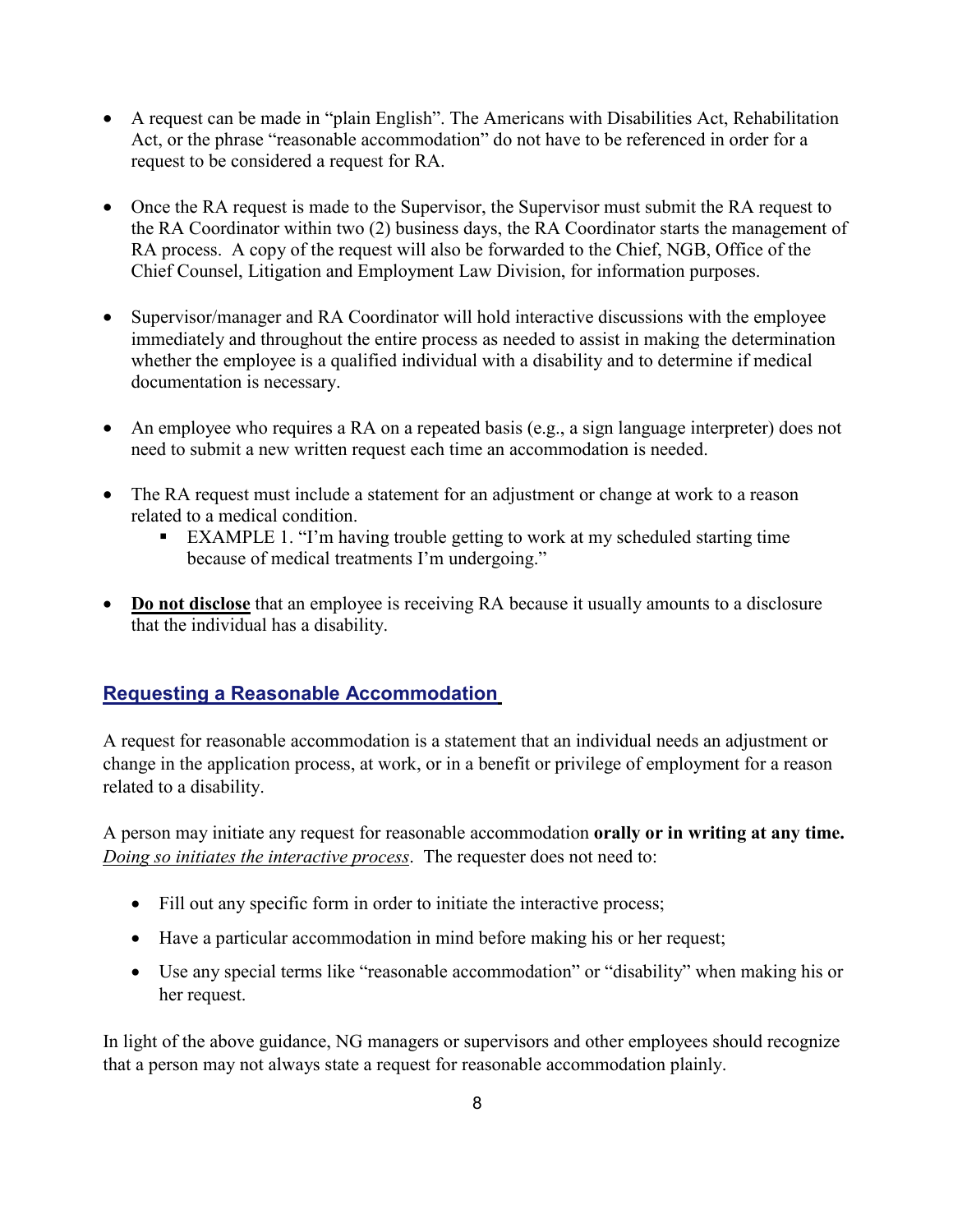- A request can be made in "plain English". The Americans with Disabilities Act, Rehabilitation Act, or the phrase "reasonable accommodation" do not have to be referenced in order for a request to be considered a request for RA.

- Once the RA request is made to the Supervisor, the Supervisor must submit the RA request to the RA Coordinator within two (2) business days, the RA Coordinator starts the management of RA process. A copy of the request will also be forwarded to the Chief, NGB, Office of the Chief Counsel, Litigation and Employment Law Division, for information purposes.

- Supervisor/manager and RA Coordinator will hold interactive discussions with the employee immediately and throughout the entire process as needed to assist in making the determination whether the employee is a qualified individual with a disability and to determine if medical documentation is necessary.

- An employee who requires a RA on a repeated basis (e.g., a sign language interpreter) does not need to submit a new written request each time an accommodation is needed.

- The RA request must include a statement for an adjustment or change at work to a reason related to a medical condition.
  - EXAMPLE 1. "I'm having trouble getting to work at my scheduled starting time because of medical treatments I'm undergoing."

- **<u>Do not disclose</u>** that an employee is receiving RA because it usually amounts to a disclosure that the individual has a disability.

## Requesting a Reasonable Accommodation

A request for reasonable accommodation is a statement that an individual needs an adjustment or change in the application process, at work, or in a benefit or privilege of employment for a reason related to a disability.

A person may initiate any request for reasonable accommodation **orally or in writing at any time.** *<u>Doing so initiates the interactive process</u>*. The requester does not need to:

- Fill out any specific form in order to initiate the interactive process;
- Have a particular accommodation in mind before making his or her request;
- Use any special terms like "reasonable accommodation" or "disability" when making his or her request.

In light of the above guidance, NG managers or supervisors and other employees should recognize that a person may not always state a request for reasonable accommodation plainly.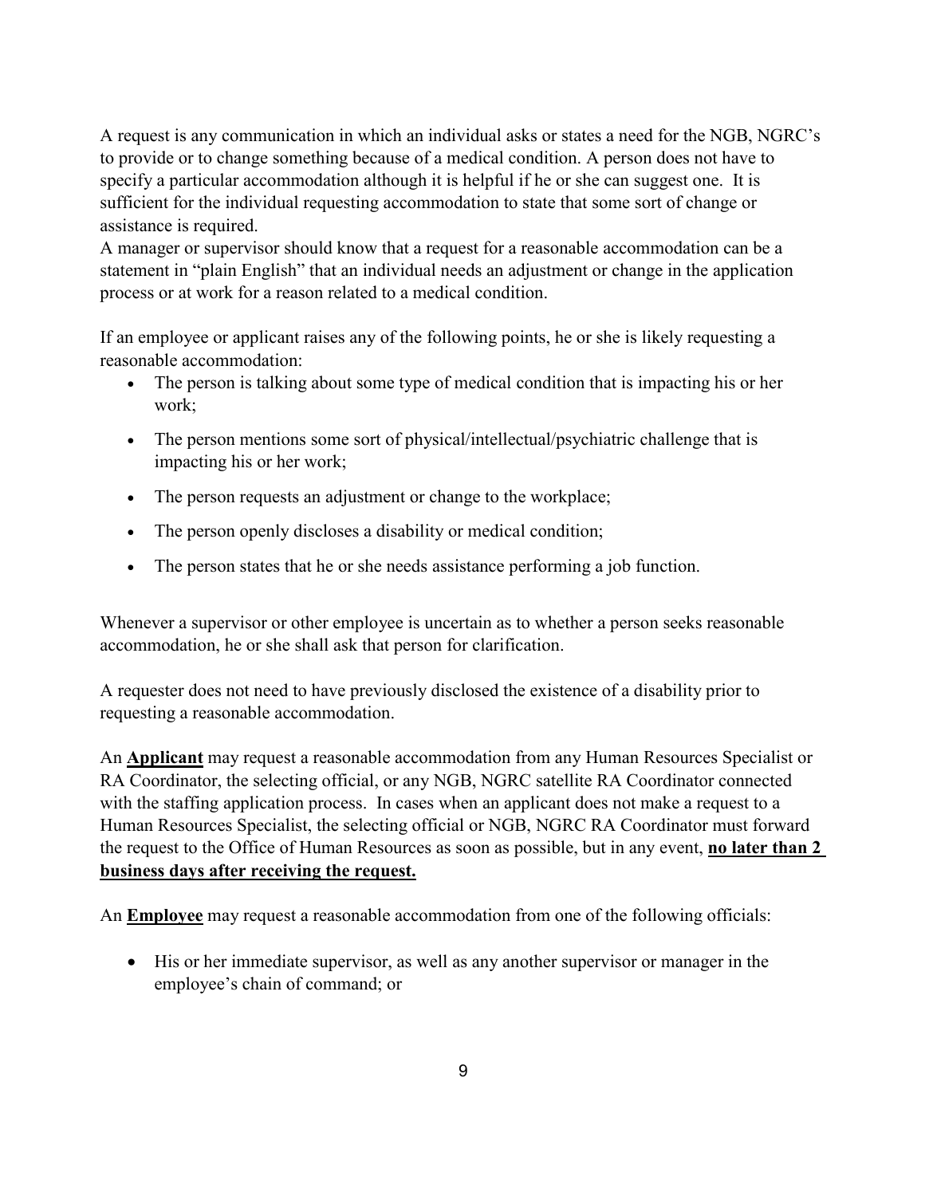A request is any communication in which an individual asks or states a need for the NGB, NGRC's to provide or to change something because of a medical condition. A person does not have to specify a particular accommodation although it is helpful if he or she can suggest one. It is sufficient for the individual requesting accommodation to state that some sort of change or assistance is required.
A manager or supervisor should know that a request for a reasonable accommodation can be a statement in "plain English" that an individual needs an adjustment or change in the application process or at work for a reason related to a medical condition.

If an employee or applicant raises any of the following points, he or she is likely requesting a reasonable accommodation:

- The person is talking about some type of medical condition that is impacting his or her work;
- The person mentions some sort of physical/intellectual/psychiatric challenge that is impacting his or her work;
- The person requests an adjustment or change to the workplace;
- The person openly discloses a disability or medical condition;
- The person states that he or she needs assistance performing a job function.

Whenever a supervisor or other employee is uncertain as to whether a person seeks reasonable accommodation, he or she shall ask that person for clarification.

A requester does not need to have previously disclosed the existence of a disability prior to requesting a reasonable accommodation.

An **Applicant** may request a reasonable accommodation from any Human Resources Specialist or RA Coordinator, the selecting official, or any NGB, NGRC satellite RA Coordinator connected with the staffing application process. In cases when an applicant does not make a request to a Human Resources Specialist, the selecting official or NGB, NGRC RA Coordinator must forward the request to the Office of Human Resources as soon as possible, but in any event, **no later than 2 business days after receiving the request.**

An **Employee** may request a reasonable accommodation from one of the following officials:

- His or her immediate supervisor, as well as any another supervisor or manager in the employee's chain of command; or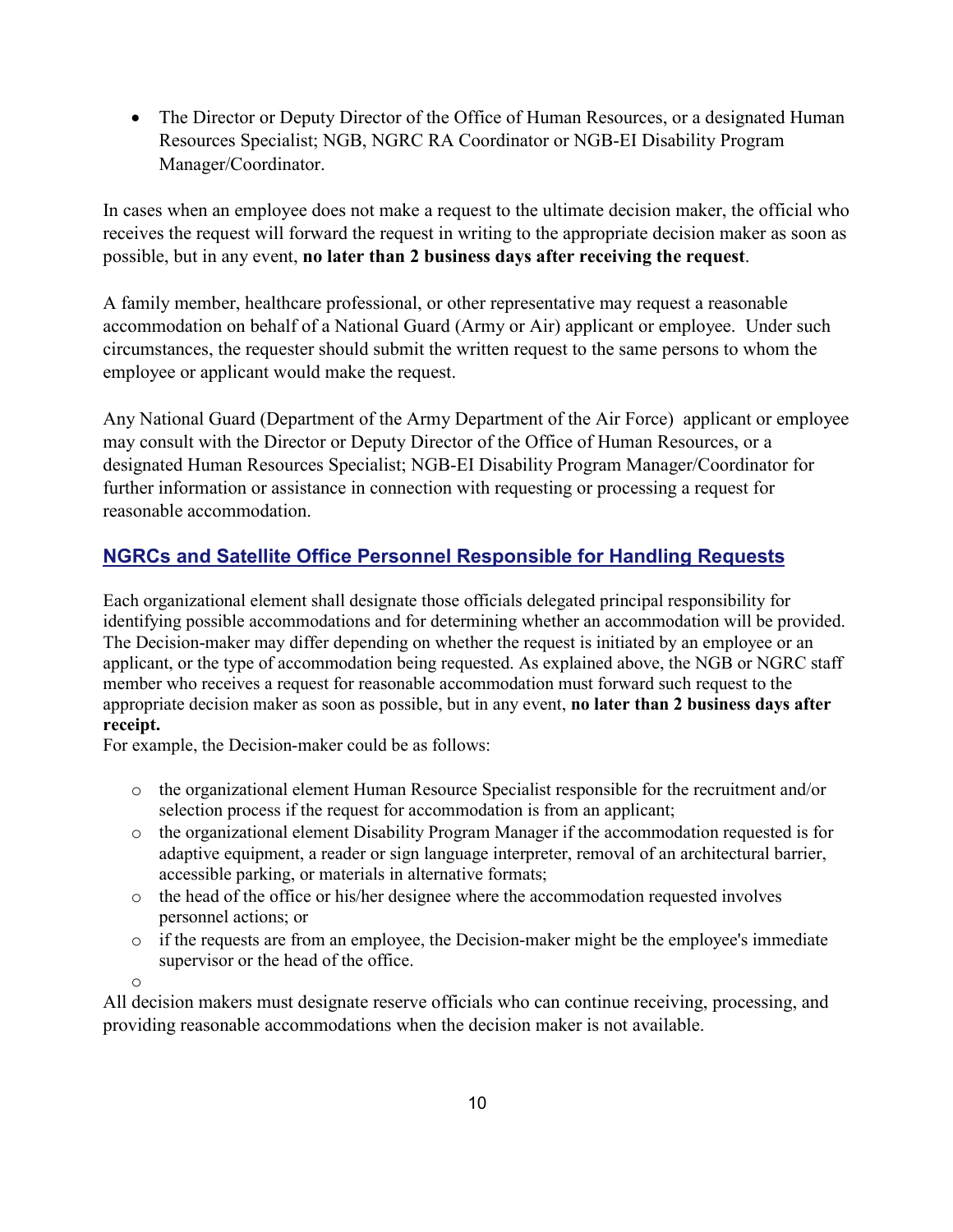- The Director or Deputy Director of the Office of Human Resources, or a designated Human Resources Specialist; NGB, NGRC RA Coordinator or NGB-EI Disability Program Manager/Coordinator.

In cases when an employee does not make a request to the ultimate decision maker, the official who receives the request will forward the request in writing to the appropriate decision maker as soon as possible, but in any event, **no later than 2 business days after receiving the request**.

A family member, healthcare professional, or other representative may request a reasonable accommodation on behalf of a National Guard (Army or Air) applicant or employee. Under such circumstances, the requester should submit the written request to the same persons to whom the employee or applicant would make the request.

Any National Guard (Department of the Army Department of the Air Force) applicant or employee may consult with the Director or Deputy Director of the Office of Human Resources, or a designated Human Resources Specialist; NGB-EI Disability Program Manager/Coordinator for further information or assistance in connection with requesting or processing a request for reasonable accommodation.

## NGRCs and Satellite Office Personnel Responsible for Handling Requests

Each organizational element shall designate those officials delegated principal responsibility for identifying possible accommodations and for determining whether an accommodation will be provided. The Decision-maker may differ depending on whether the request is initiated by an employee or an applicant, or the type of accommodation being requested. As explained above, the NGB or NGRC staff member who receives a request for reasonable accommodation must forward such request to the appropriate decision maker as soon as possible, but in any event, **no later than 2 business days after receipt.**

For example, the Decision-maker could be as follows:

- the organizational element Human Resource Specialist responsible for the recruitment and/or selection process if the request for accommodation is from an applicant;
- the organizational element Disability Program Manager if the accommodation requested is for adaptive equipment, a reader or sign language interpreter, removal of an architectural barrier, accessible parking, or materials in alternative formats;
- the head of the office or his/her designee where the accommodation requested involves personnel actions; or
- if the requests are from an employee, the Decision-maker might be the employee's immediate supervisor or the head of the office.

All decision makers must designate reserve officials who can continue receiving, processing, and providing reasonable accommodations when the decision maker is not available.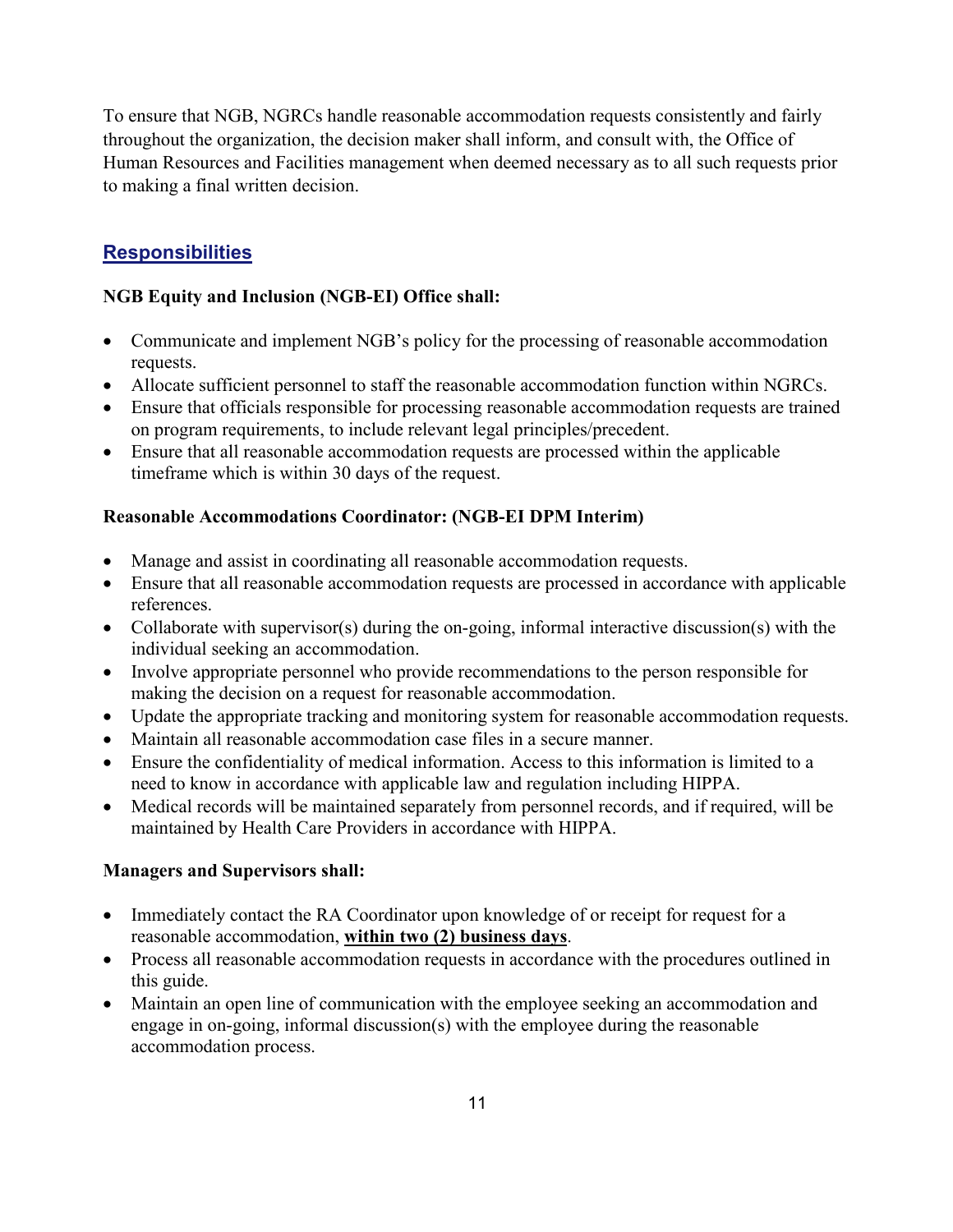To ensure that NGB, NGRCs handle reasonable accommodation requests consistently and fairly throughout the organization, the decision maker shall inform, and consult with, the Office of Human Resources and Facilities management when deemed necessary as to all such requests prior to making a final written decision.

## Responsibilities

**NGB Equity and Inclusion (NGB-EI) Office shall:**

- Communicate and implement NGB's policy for the processing of reasonable accommodation requests.
- Allocate sufficient personnel to staff the reasonable accommodation function within NGRCs.
- Ensure that officials responsible for processing reasonable accommodation requests are trained on program requirements, to include relevant legal principles/precedent.
- Ensure that all reasonable accommodation requests are processed within the applicable timeframe which is within 30 days of the request.

**Reasonable Accommodations Coordinator: (NGB-EI DPM Interim)**

- Manage and assist in coordinating all reasonable accommodation requests.
- Ensure that all reasonable accommodation requests are processed in accordance with applicable references.
- Collaborate with supervisor(s) during the on-going, informal interactive discussion(s) with the individual seeking an accommodation.
- Involve appropriate personnel who provide recommendations to the person responsible for making the decision on a request for reasonable accommodation.
- Update the appropriate tracking and monitoring system for reasonable accommodation requests.
- Maintain all reasonable accommodation case files in a secure manner.
- Ensure the confidentiality of medical information. Access to this information is limited to a need to know in accordance with applicable law and regulation including HIPPA.
- Medical records will be maintained separately from personnel records, and if required, will be maintained by Health Care Providers in accordance with HIPPA.

**Managers and Supervisors shall:**

- Immediately contact the RA Coordinator upon knowledge of or receipt for request for a reasonable accommodation, **within two (2) business days**.
- Process all reasonable accommodation requests in accordance with the procedures outlined in this guide.
- Maintain an open line of communication with the employee seeking an accommodation and engage in on-going, informal discussion(s) with the employee during the reasonable accommodation process.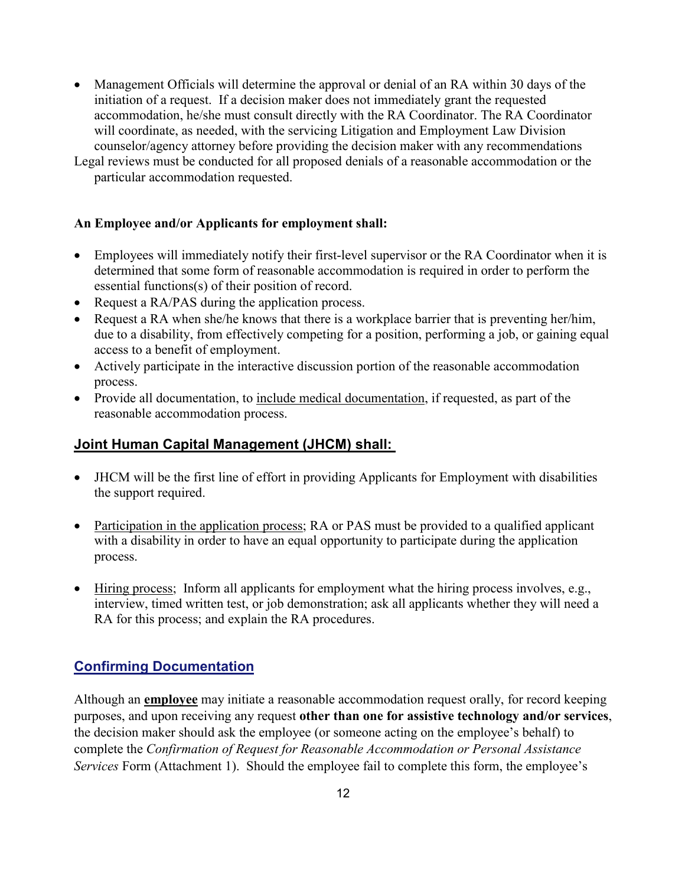- Management Officials will determine the approval or denial of an RA within 30 days of the initiation of a request. If a decision maker does not immediately grant the requested accommodation, he/she must consult directly with the RA Coordinator. The RA Coordinator will coordinate, as needed, with the servicing Litigation and Employment Law Division counselor/agency attorney before providing the decision maker with any recommendations

Legal reviews must be conducted for all proposed denials of a reasonable accommodation or the particular accommodation requested.

**An Employee and/or Applicants for employment shall:**

- Employees will immediately notify their first-level supervisor or the RA Coordinator when it is determined that some form of reasonable accommodation is required in order to perform the essential functions(s) of their position of record.
- Request a RA/PAS during the application process.
- Request a RA when she/he knows that there is a workplace barrier that is preventing her/him, due to a disability, from effectively competing for a position, performing a job, or gaining equal access to a benefit of employment.
- Actively participate in the interactive discussion portion of the reasonable accommodation process.
- Provide all documentation, to include medical documentation, if requested, as part of the reasonable accommodation process.

## Joint Human Capital Management (JHCM) shall:

- JHCM will be the first line of effort in providing Applicants for Employment with disabilities the support required.

- Participation in the application process; RA or PAS must be provided to a qualified applicant with a disability in order to have an equal opportunity to participate during the application process.

- Hiring process; Inform all applicants for employment what the hiring process involves, e.g., interview, timed written test, or job demonstration; ask all applicants whether they will need a RA for this process; and explain the RA procedures.

## Confirming Documentation

Although an **employee** may initiate a reasonable accommodation request orally, for record keeping purposes, and upon receiving any request **other than one for assistive technology and/or services**, the decision maker should ask the employee (or someone acting on the employee's behalf) to complete the *Confirmation of Request for Reasonable Accommodation or Personal Assistance Services* Form (Attachment 1). Should the employee fail to complete this form, the employee's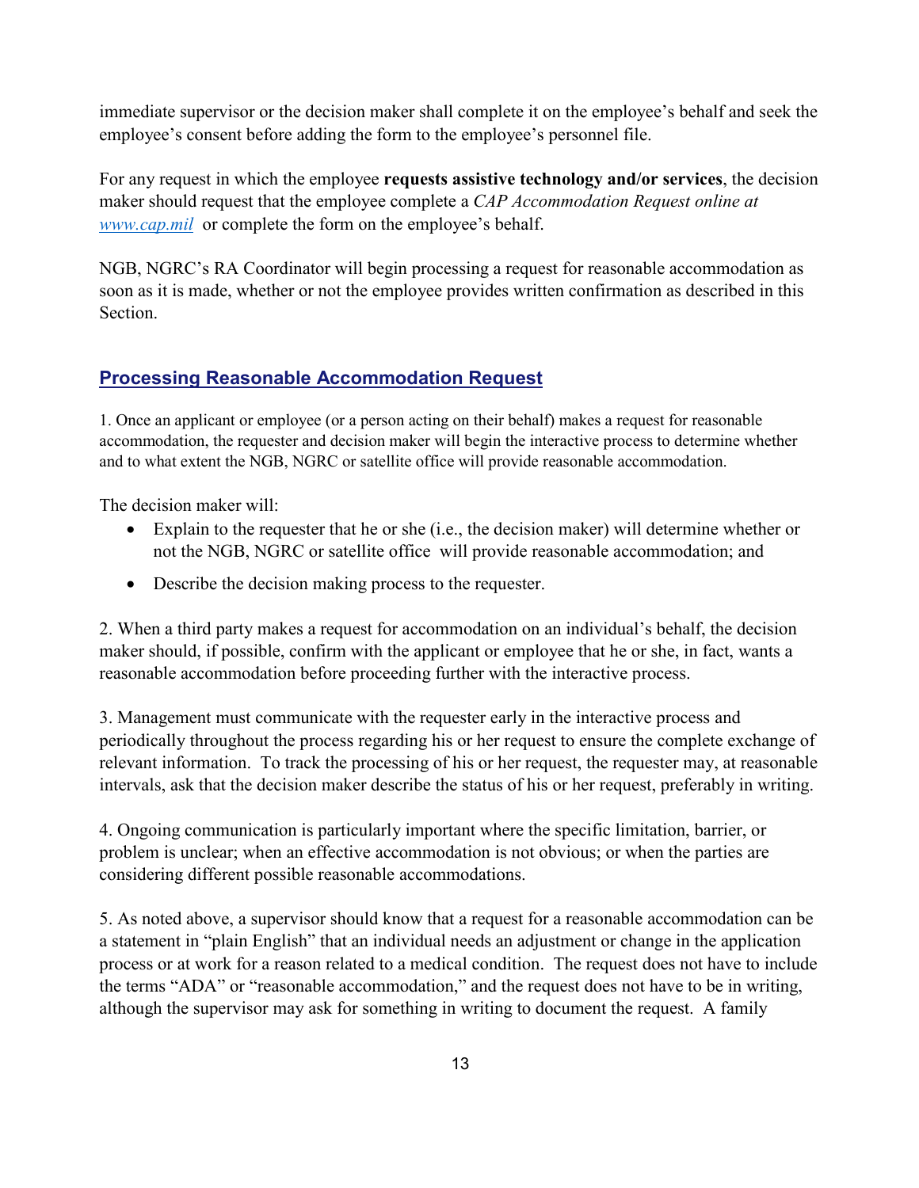immediate supervisor or the decision maker shall complete it on the employee's behalf and seek the employee's consent before adding the form to the employee's personnel file.

For any request in which the employee **requests assistive technology and/or services**, the decision maker should request that the employee complete a *CAP Accommodation Request online at [www.cap.mil](www.cap.mil)* or complete the form on the employee's behalf.

NGB, NGRC's RA Coordinator will begin processing a request for reasonable accommodation as soon as it is made, whether or not the employee provides written confirmation as described in this Section.

## Processing Reasonable Accommodation Request

1. Once an applicant or employee (or a person acting on their behalf) makes a request for reasonable accommodation, the requester and decision maker will begin the interactive process to determine whether and to what extent the NGB, NGRC or satellite office will provide reasonable accommodation.

The decision maker will:

- Explain to the requester that he or she (i.e., the decision maker) will determine whether or not the NGB, NGRC or satellite office will provide reasonable accommodation; and
- Describe the decision making process to the requester.

2. When a third party makes a request for accommodation on an individual's behalf, the decision maker should, if possible, confirm with the applicant or employee that he or she, in fact, wants a reasonable accommodation before proceeding further with the interactive process.

3. Management must communicate with the requester early in the interactive process and periodically throughout the process regarding his or her request to ensure the complete exchange of relevant information. To track the processing of his or her request, the requester may, at reasonable intervals, ask that the decision maker describe the status of his or her request, preferably in writing.

4. Ongoing communication is particularly important where the specific limitation, barrier, or problem is unclear; when an effective accommodation is not obvious; or when the parties are considering different possible reasonable accommodations.

5. As noted above, a supervisor should know that a request for a reasonable accommodation can be a statement in "plain English" that an individual needs an adjustment or change in the application process or at work for a reason related to a medical condition. The request does not have to include the terms "ADA" or "reasonable accommodation," and the request does not have to be in writing, although the supervisor may ask for something in writing to document the request. A family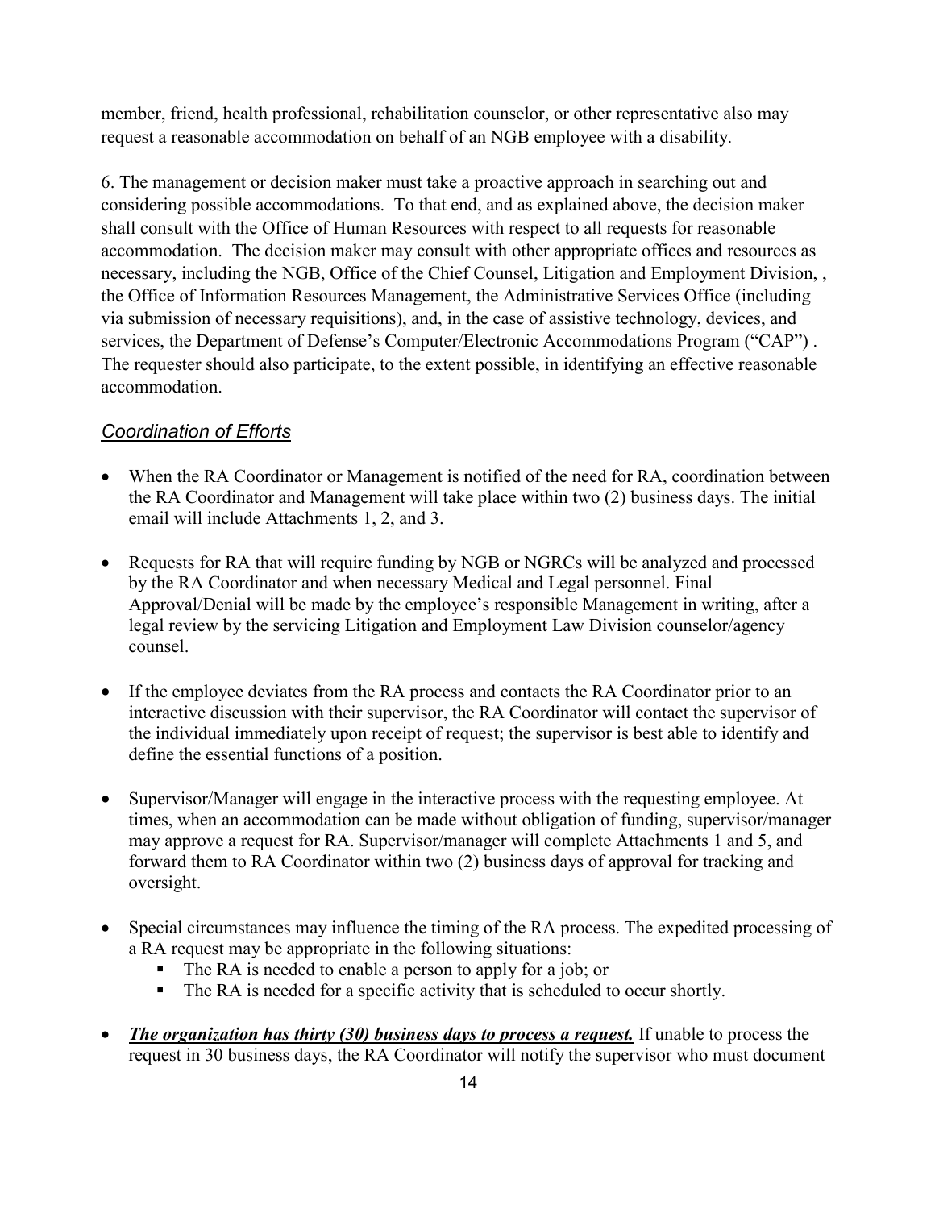member, friend, health professional, rehabilitation counselor, or other representative also may request a reasonable accommodation on behalf of an NGB employee with a disability.

6. The management or decision maker must take a proactive approach in searching out and considering possible accommodations. To that end, and as explained above, the decision maker shall consult with the Office of Human Resources with respect to all requests for reasonable accommodation. The decision maker may consult with other appropriate offices and resources as necessary, including the NGB, Office of the Chief Counsel, Litigation and Employment Division, , the Office of Information Resources Management, the Administrative Services Office (including via submission of necessary requisitions), and, in the case of assistive technology, devices, and services, the Department of Defense's Computer/Electronic Accommodations Program ("CAP") . The requester should also participate, to the extent possible, in identifying an effective reasonable accommodation.

### *Coordination of Efforts*

- When the RA Coordinator or Management is notified of the need for RA, coordination between the RA Coordinator and Management will take place within two (2) business days. The initial email will include Attachments 1, 2, and 3.
- Requests for RA that will require funding by NGB or NGRCs will be analyzed and processed by the RA Coordinator and when necessary Medical and Legal personnel. Final Approval/Denial will be made by the employee's responsible Management in writing, after a legal review by the servicing Litigation and Employment Law Division counselor/agency counsel.
- If the employee deviates from the RA process and contacts the RA Coordinator prior to an interactive discussion with their supervisor, the RA Coordinator will contact the supervisor of the individual immediately upon receipt of request; the supervisor is best able to identify and define the essential functions of a position.
- Supervisor/Manager will engage in the interactive process with the requesting employee. At times, when an accommodation can be made without obligation of funding, supervisor/manager may approve a request for RA. Supervisor/manager will complete Attachments 1 and 5, and forward them to RA Coordinator <u>within two (2) business days of approval</u> for tracking and oversight.
- Special circumstances may influence the timing of the RA process. The expedited processing of a RA request may be appropriate in the following situations:
  - The RA is needed to enable a person to apply for a job; or
  - The RA is needed for a specific activity that is scheduled to occur shortly.
- ***<u>The organization has thirty (30) business days to process a request.</u>*** If unable to process the request in 30 business days, the RA Coordinator will notify the supervisor who must document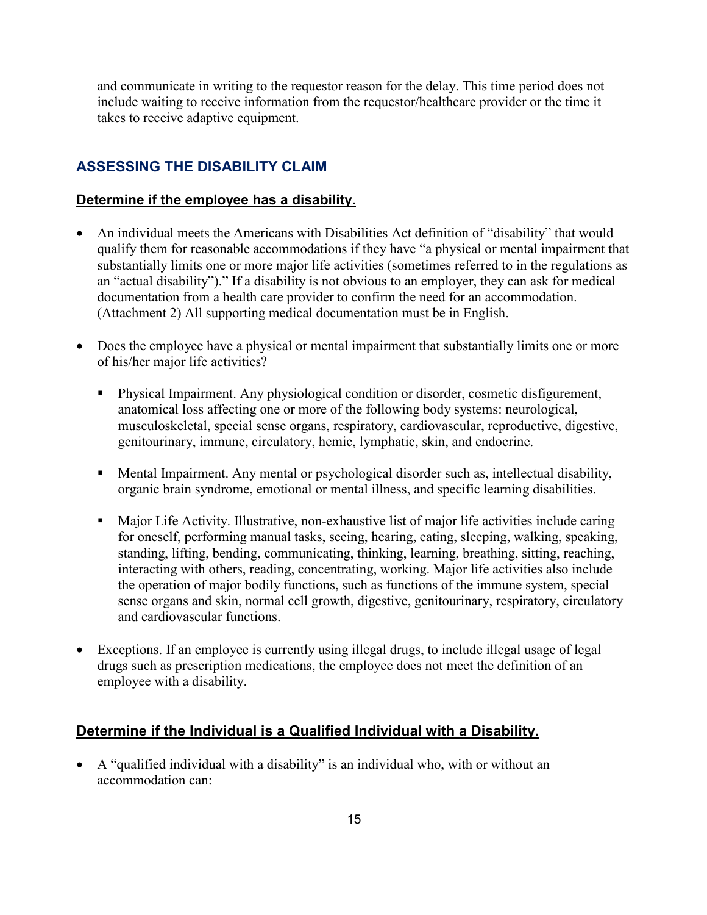and communicate in writing to the requestor reason for the delay. This time period does not include waiting to receive information from the requestor/healthcare provider or the time it takes to receive adaptive equipment.

## ASSESSING THE DISABILITY CLAIM

### Determine if the employee has a disability.

- An individual meets the Americans with Disabilities Act definition of "disability" that would qualify them for reasonable accommodations if they have "a physical or mental impairment that substantially limits one or more major life activities (sometimes referred to in the regulations as an "actual disability")." If a disability is not obvious to an employer, they can ask for medical documentation from a health care provider to confirm the need for an accommodation. (Attachment 2) All supporting medical documentation must be in English.

- Does the employee have a physical or mental impairment that substantially limits one or more of his/her major life activities?

  - Physical Impairment. Any physiological condition or disorder, cosmetic disfigurement, anatomical loss affecting one or more of the following body systems: neurological, musculoskeletal, special sense organs, respiratory, cardiovascular, reproductive, digestive, genitourinary, immune, circulatory, hemic, lymphatic, skin, and endocrine.

  - Mental Impairment. Any mental or psychological disorder such as, intellectual disability, organic brain syndrome, emotional or mental illness, and specific learning disabilities.

  - Major Life Activity. Illustrative, non-exhaustive list of major life activities include caring for oneself, performing manual tasks, seeing, hearing, eating, sleeping, walking, speaking, standing, lifting, bending, communicating, thinking, learning, breathing, sitting, reaching, interacting with others, reading, concentrating, working. Major life activities also include the operation of major bodily functions, such as functions of the immune system, special sense organs and skin, normal cell growth, digestive, genitourinary, respiratory, circulatory and cardiovascular functions.

- Exceptions. If an employee is currently using illegal drugs, to include illegal usage of legal drugs such as prescription medications, the employee does not meet the definition of an employee with a disability.

### Determine if the Individual is a Qualified Individual with a Disability.

- A "qualified individual with a disability" is an individual who, with or without an accommodation can: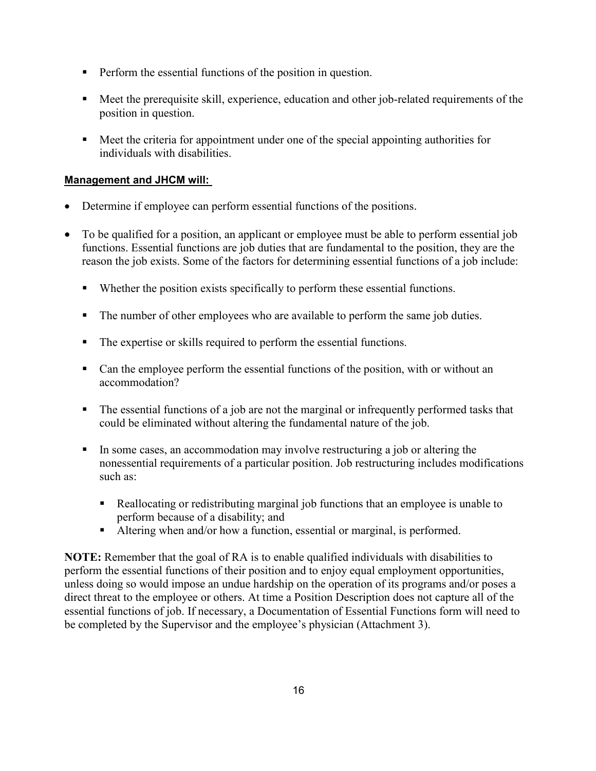- Perform the essential functions of the position in question.

- Meet the prerequisite skill, experience, education and other job-related requirements of the position in question.

- Meet the criteria for appointment under one of the special appointing authorities for individuals with disabilities.

**Management and JHCM will:**

- Determine if employee can perform essential functions of the positions.

- To be qualified for a position, an applicant or employee must be able to perform essential job functions. Essential functions are job duties that are fundamental to the position, they are the reason the job exists. Some of the factors for determining essential functions of a job include:

  - Whether the position exists specifically to perform these essential functions.

  - The number of other employees who are available to perform the same job duties.

  - The expertise or skills required to perform the essential functions.

  - Can the employee perform the essential functions of the position, with or without an accommodation?

  - The essential functions of a job are not the marginal or infrequently performed tasks that could be eliminated without altering the fundamental nature of the job.

  - In some cases, an accommodation may involve restructuring a job or altering the nonessential requirements of a particular position. Job restructuring includes modifications such as:

    - Reallocating or redistributing marginal job functions that an employee is unable to perform because of a disability; and
    - Altering when and/or how a function, essential or marginal, is performed.

**NOTE:** Remember that the goal of RA is to enable qualified individuals with disabilities to perform the essential functions of their position and to enjoy equal employment opportunities, unless doing so would impose an undue hardship on the operation of its programs and/or poses a direct threat to the employee or others. At time a Position Description does not capture all of the essential functions of job. If necessary, a Documentation of Essential Functions form will need to be completed by the Supervisor and the employee's physician (Attachment 3).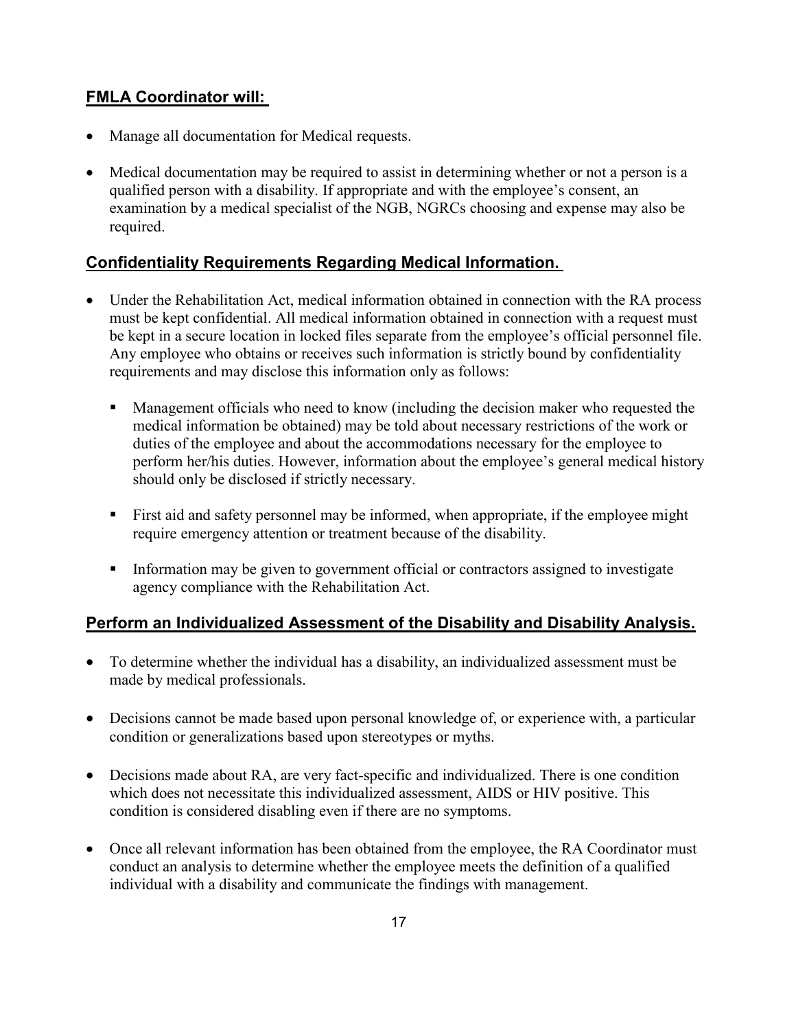## **FMLA Coordinator will:**

- Manage all documentation for Medical requests.
- Medical documentation may be required to assist in determining whether or not a person is a qualified person with a disability. If appropriate and with the employee's consent, an examination by a medical specialist of the NGB, NGRCs choosing and expense may also be required.

## **Confidentiality Requirements Regarding Medical Information.**

- Under the Rehabilitation Act, medical information obtained in connection with the RA process must be kept confidential. All medical information obtained in connection with a request must be kept in a secure location in locked files separate from the employee's official personnel file. Any employee who obtains or receives such information is strictly bound by confidentiality requirements and may disclose this information only as follows:
  - Management officials who need to know (including the decision maker who requested the medical information be obtained) may be told about necessary restrictions of the work or duties of the employee and about the accommodations necessary for the employee to perform her/his duties. However, information about the employee's general medical history should only be disclosed if strictly necessary.
  - First aid and safety personnel may be informed, when appropriate, if the employee might require emergency attention or treatment because of the disability.
  - Information may be given to government official or contractors assigned to investigate agency compliance with the Rehabilitation Act.

## **Perform an Individualized Assessment of the Disability and Disability Analysis.**

- To determine whether the individual has a disability, an individualized assessment must be made by medical professionals.
- Decisions cannot be made based upon personal knowledge of, or experience with, a particular condition or generalizations based upon stereotypes or myths.
- Decisions made about RA, are very fact-specific and individualized. There is one condition which does not necessitate this individualized assessment, AIDS or HIV positive. This condition is considered disabling even if there are no symptoms.
- Once all relevant information has been obtained from the employee, the RA Coordinator must conduct an analysis to determine whether the employee meets the definition of a qualified individual with a disability and communicate the findings with management.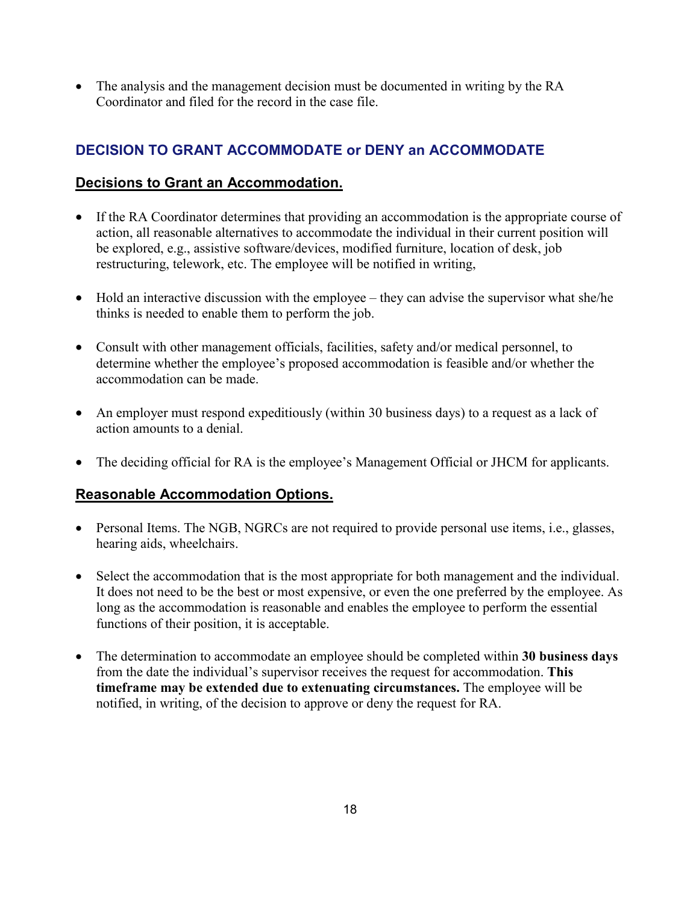- The analysis and the management decision must be documented in writing by the RA Coordinator and filed for the record in the case file.

## DECISION TO GRANT ACCOMMODATE or DENY an ACCOMMODATE

### Decisions to Grant an Accommodation.

- If the RA Coordinator determines that providing an accommodation is the appropriate course of action, all reasonable alternatives to accommodate the individual in their current position will be explored, e.g., assistive software/devices, modified furniture, location of desk, job restructuring, telework, etc. The employee will be notified in writing,

- Hold an interactive discussion with the employee – they can advise the supervisor what she/he thinks is needed to enable them to perform the job.

- Consult with other management officials, facilities, safety and/or medical personnel, to determine whether the employee's proposed accommodation is feasible and/or whether the accommodation can be made.

- An employer must respond expeditiously (within 30 business days) to a request as a lack of action amounts to a denial.

- The deciding official for RA is the employee's Management Official or JHCM for applicants.

### Reasonable Accommodation Options.

- Personal Items. The NGB, NGRCs are not required to provide personal use items, i.e., glasses, hearing aids, wheelchairs.

- Select the accommodation that is the most appropriate for both management and the individual. It does not need to be the best or most expensive, or even the one preferred by the employee. As long as the accommodation is reasonable and enables the employee to perform the essential functions of their position, it is acceptable.

- The determination to accommodate an employee should be completed within **30 business days** from the date the individual's supervisor receives the request for accommodation. **This timeframe may be extended due to extenuating circumstances.** The employee will be notified, in writing, of the decision to approve or deny the request for RA.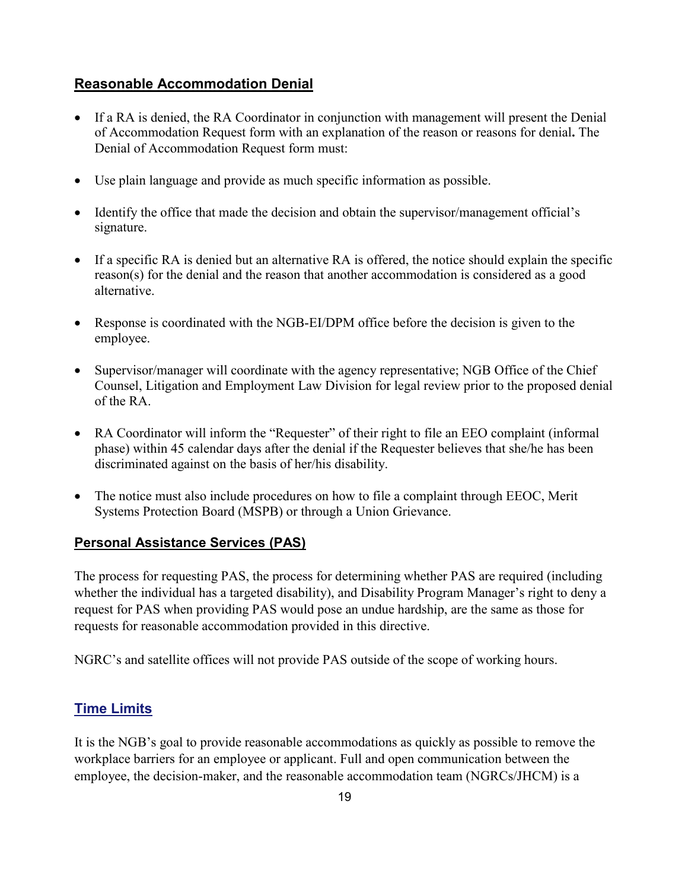## Reasonable Accommodation Denial

- If a RA is denied, the RA Coordinator in conjunction with management will present the Denial of Accommodation Request form with an explanation of the reason or reasons for denial**.** The Denial of Accommodation Request form must:
- Use plain language and provide as much specific information as possible.
- Identify the office that made the decision and obtain the supervisor/management official's signature.
- If a specific RA is denied but an alternative RA is offered, the notice should explain the specific reason(s) for the denial and the reason that another accommodation is considered as a good alternative.
- Response is coordinated with the NGB-EI/DPM office before the decision is given to the employee.
- Supervisor/manager will coordinate with the agency representative; NGB Office of the Chief Counsel, Litigation and Employment Law Division for legal review prior to the proposed denial of the RA.
- RA Coordinator will inform the "Requester" of their right to file an EEO complaint (informal phase) within 45 calendar days after the denial if the Requester believes that she/he has been discriminated against on the basis of her/his disability.
- The notice must also include procedures on how to file a complaint through EEOC, Merit Systems Protection Board (MSPB) or through a Union Grievance.

## Personal Assistance Services (PAS)

The process for requesting PAS, the process for determining whether PAS are required (including whether the individual has a targeted disability), and Disability Program Manager's right to deny a request for PAS when providing PAS would pose an undue hardship, are the same as those for requests for reasonable accommodation provided in this directive.

NGRC's and satellite offices will not provide PAS outside of the scope of working hours.

## Time Limits

It is the NGB's goal to provide reasonable accommodations as quickly as possible to remove the workplace barriers for an employee or applicant. Full and open communication between the employee, the decision-maker, and the reasonable accommodation team (NGRCs/JHCM) is a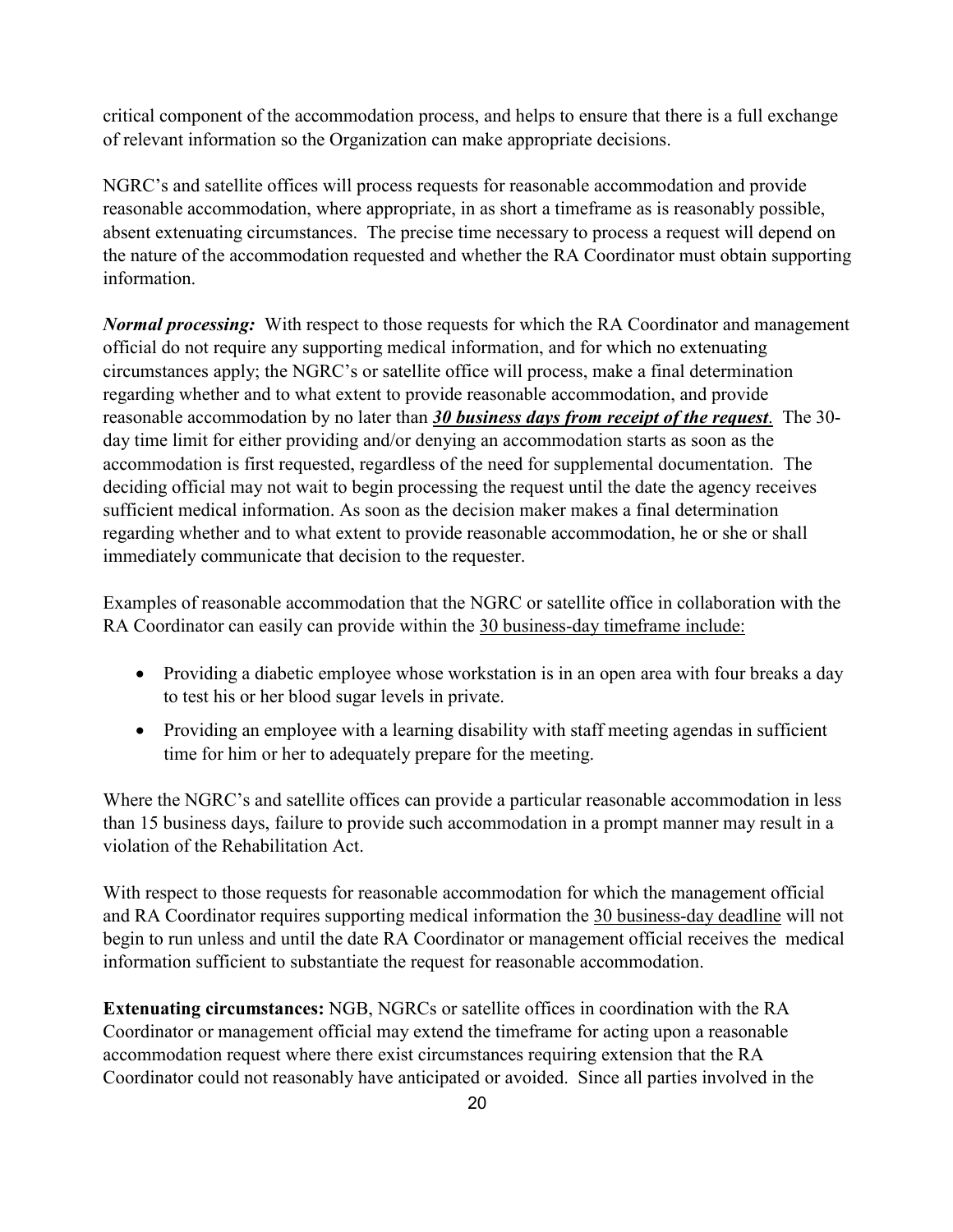critical component of the accommodation process, and helps to ensure that there is a full exchange of relevant information so the Organization can make appropriate decisions.

NGRC's and satellite offices will process requests for reasonable accommodation and provide reasonable accommodation, where appropriate, in as short a timeframe as is reasonably possible, absent extenuating circumstances. The precise time necessary to process a request will depend on the nature of the accommodation requested and whether the RA Coordinator must obtain supporting information.

***Normal processing:*** With respect to those requests for which the RA Coordinator and management official do not require any supporting medical information, and for which no extenuating circumstances apply; the NGRC's or satellite office will process, make a final determination regarding whether and to what extent to provide reasonable accommodation, and provide reasonable accommodation by no later than ***<u>30 business days from receipt of the request</u>***. The 30-day time limit for either providing and/or denying an accommodation starts as soon as the accommodation is first requested, regardless of the need for supplemental documentation. The deciding official may not wait to begin processing the request until the date the agency receives sufficient medical information. As soon as the decision maker makes a final determination regarding whether and to what extent to provide reasonable accommodation, he or she or shall immediately communicate that decision to the requester.

Examples of reasonable accommodation that the NGRC or satellite office in collaboration with the RA Coordinator can easily can provide within the <u>30 business-day timeframe include:</u>

- Providing a diabetic employee whose workstation is in an open area with four breaks a day to test his or her blood sugar levels in private.
- Providing an employee with a learning disability with staff meeting agendas in sufficient time for him or her to adequately prepare for the meeting.

Where the NGRC's and satellite offices can provide a particular reasonable accommodation in less than 15 business days, failure to provide such accommodation in a prompt manner may result in a violation of the Rehabilitation Act.

With respect to those requests for reasonable accommodation for which the management official and RA Coordinator requires supporting medical information the <u>30 business-day deadline</u> will not begin to run unless and until the date RA Coordinator or management official receives the medical information sufficient to substantiate the request for reasonable accommodation.

**Extenuating circumstances:** NGB, NGRCs or satellite offices in coordination with the RA Coordinator or management official may extend the timeframe for acting upon a reasonable accommodation request where there exist circumstances requiring extension that the RA Coordinator could not reasonably have anticipated or avoided. Since all parties involved in the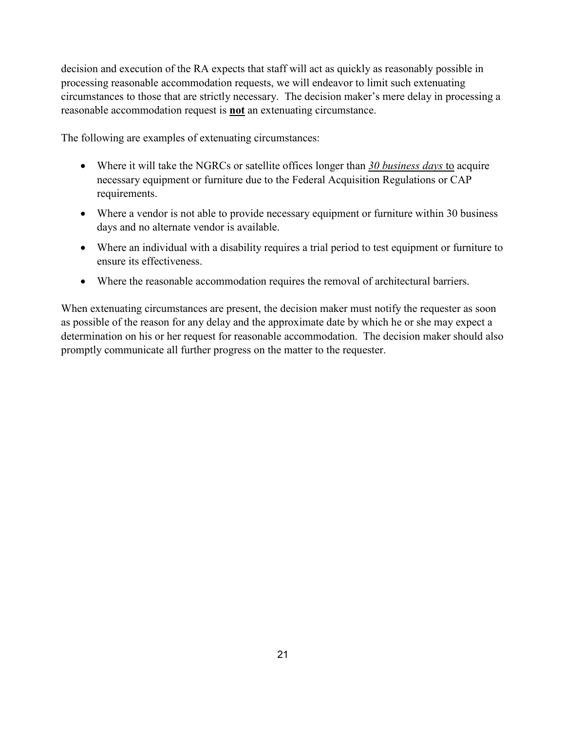decision and execution of the RA expects that staff will act as quickly as reasonably possible in processing reasonable accommodation requests, we will endeavor to limit such extenuating circumstances to those that are strictly necessary. The decision maker's mere delay in processing a reasonable accommodation request is **not** an extenuating circumstance.

The following are examples of extenuating circumstances:

- Where it will take the NGRCs or satellite offices longer than *30 business days* to acquire necessary equipment or furniture due to the Federal Acquisition Regulations or CAP requirements.
- Where a vendor is not able to provide necessary equipment or furniture within 30 business days and no alternate vendor is available.
- Where an individual with a disability requires a trial period to test equipment or furniture to ensure its effectiveness.
- Where the reasonable accommodation requires the removal of architectural barriers.

When extenuating circumstances are present, the decision maker must notify the requester as soon as possible of the reason for any delay and the approximate date by which he or she may expect a determination on his or her request for reasonable accommodation. The decision maker should also promptly communicate all further progress on the matter to the requester.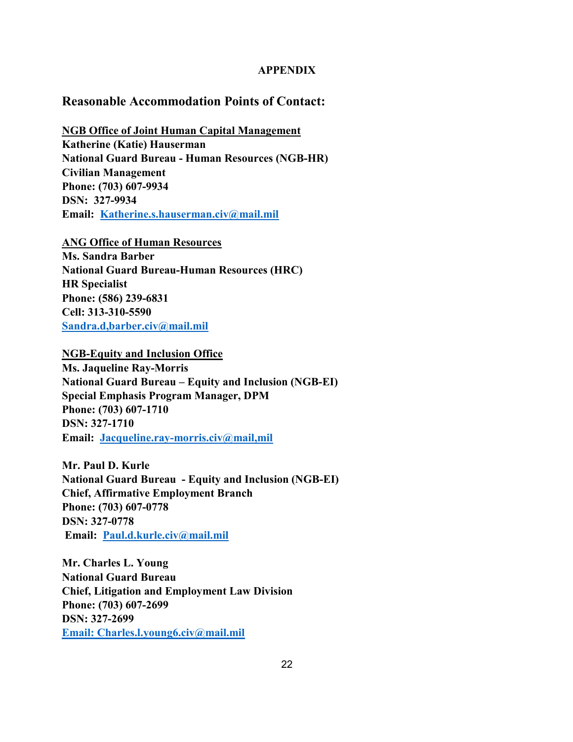**APPENDIX**

## Reasonable Accommodation Points of Contact:

**<u>NGB Office of Joint Human Capital Management</u>**
**Katherine (Katie) Hauserman**
**National Guard Bureau - Human Resources (NGB-HR)**
**Civilian Management**
**Phone: (703) 607-9934**
**DSN: 327-9934**
**Email: [Katherine.s.hauserman.civ@mail.mil](mailto:Katherine.s.hauserman.civ@mail.mil)**

**<u>ANG Office of Human Resources</u>**
**Ms. Sandra Barber**
**National Guard Bureau-Human Resources (HRC)**
**HR Specialist**
**Phone: (586) 239-6831**
**Cell: 313-310-5590**
**Sandra.d,barber.civ@mail.mil**

**<u>NGB-Equity and Inclusion Office</u>**
**Ms. Jaqueline Ray-Morris**
**National Guard Bureau – Equity and Inclusion (NGB-EI)**
**Special Emphasis Program Manager, DPM**
**Phone: (703) 607-1710**
**DSN: 327-1710**
**Email: Jacqueline.ray-morris.civ@mail,mil**

**Mr. Paul D. Kurle**
**National Guard Bureau - Equity and Inclusion (NGB-EI)**
**Chief, Affirmative Employment Branch**
**Phone: (703) 607-0778**
**DSN: 327-0778**
**Email: [Paul.d.kurle.civ@mail.mil](mailto:Paul.d.kurle.civ@mail.mil)**

**Mr. Charles L. Young**
**National Guard Bureau**
**Chief, Litigation and Employment Law Division**
**Phone: (703) 607-2699**
**DSN: 327-2699**
**Email: [Charles.l.young6.civ@mail.mil](mailto:Charles.l.young6.civ@mail.mil)**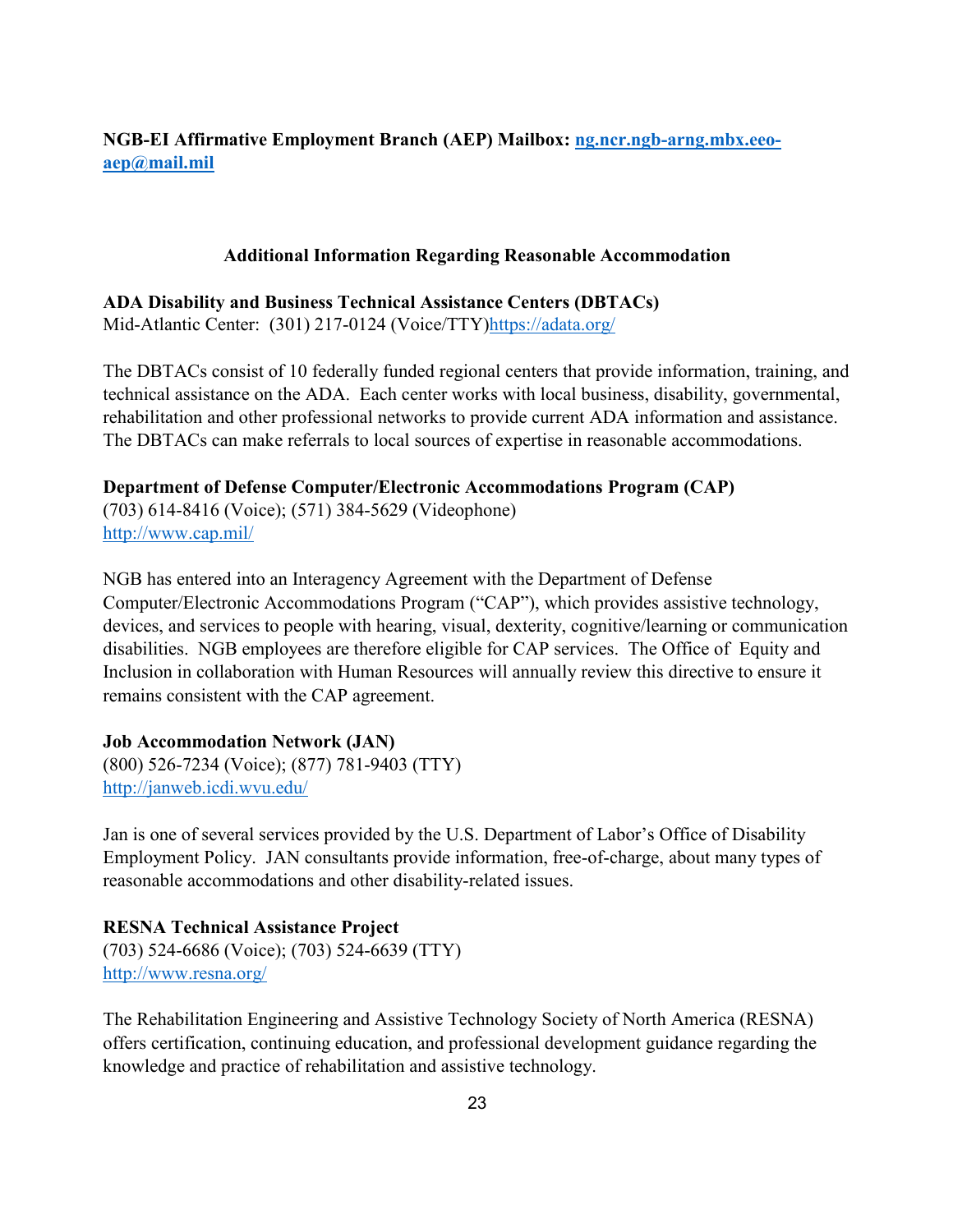**NGB-EI Affirmative Employment Branch (AEP) Mailbox: [ng.ncr.ngb-arng.mbx.eeo-aep@mail.mil](mailto:ng.ncr.ngb-arng.mbx.eeo-aep@mail.mil)**

## Additional Information Regarding Reasonable Accommodation

**ADA Disability and Business Technical Assistance Centers (DBTACs)**
Mid-Atlantic Center: (301) 217-0124 (Voice/TTY)[https://adata.org/](https://adata.org/)

The DBTACs consist of 10 federally funded regional centers that provide information, training, and technical assistance on the ADA. Each center works with local business, disability, governmental, rehabilitation and other professional networks to provide current ADA information and assistance. The DBTACs can make referrals to local sources of expertise in reasonable accommodations.

**Department of Defense Computer/Electronic Accommodations Program (CAP)**
(703) 614-8416 (Voice); (571) 384-5629 (Videophone)
[http://www.cap.mil/](http://www.cap.mil/)

NGB has entered into an Interagency Agreement with the Department of Defense Computer/Electronic Accommodations Program ("CAP"), which provides assistive technology, devices, and services to people with hearing, visual, dexterity, cognitive/learning or communication disabilities. NGB employees are therefore eligible for CAP services. The Office of Equity and Inclusion in collaboration with Human Resources will annually review this directive to ensure it remains consistent with the CAP agreement.

**Job Accommodation Network (JAN)**
(800) 526-7234 (Voice); (877) 781-9403 (TTY)
[http://janweb.icdi.wvu.edu/](http://janweb.icdi.wvu.edu/)

Jan is one of several services provided by the U.S. Department of Labor's Office of Disability Employment Policy. JAN consultants provide information, free-of-charge, about many types of reasonable accommodations and other disability-related issues.

**RESNA Technical Assistance Project**
(703) 524-6686 (Voice); (703) 524-6639 (TTY)
[http://www.resna.org/](http://www.resna.org/)

The Rehabilitation Engineering and Assistive Technology Society of North America (RESNA) offers certification, continuing education, and professional development guidance regarding the knowledge and practice of rehabilitation and assistive technology.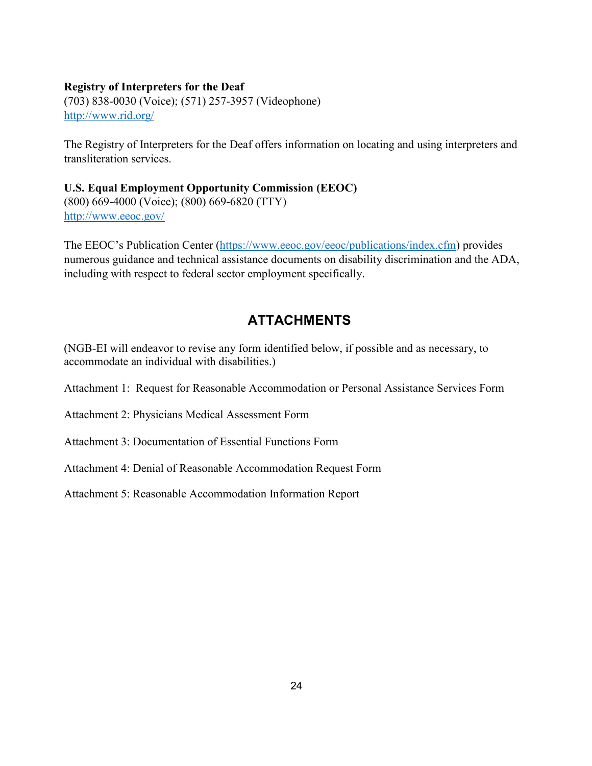**Registry of Interpreters for the Deaf**
(703) 838-0030 (Voice); (571) 257-3957 (Videophone)
[http://www.rid.org/](http://www.rid.org/)

The Registry of Interpreters for the Deaf offers information on locating and using interpreters and transliteration services.

**U.S. Equal Employment Opportunity Commission (EEOC)**
(800) 669-4000 (Voice); (800) 669-6820 (TTY)
[http://www.eeoc.gov/](http://www.eeoc.gov/)

The EEOC's Publication Center ([https://www.eeoc.gov/eeoc/publications/index.cfm](https://www.eeoc.gov/eeoc/publications/index.cfm)) provides numerous guidance and technical assistance documents on disability discrimination and the ADA, including with respect to federal sector employment specifically.

## ATTACHMENTS

(NGB-EI will endeavor to revise any form identified below, if possible and as necessary, to accommodate an individual with disabilities.)

Attachment 1: Request for Reasonable Accommodation or Personal Assistance Services Form

Attachment 2: Physicians Medical Assessment Form

Attachment 3: Documentation of Essential Functions Form

Attachment 4: Denial of Reasonable Accommodation Request Form

Attachment 5: Reasonable Accommodation Information Report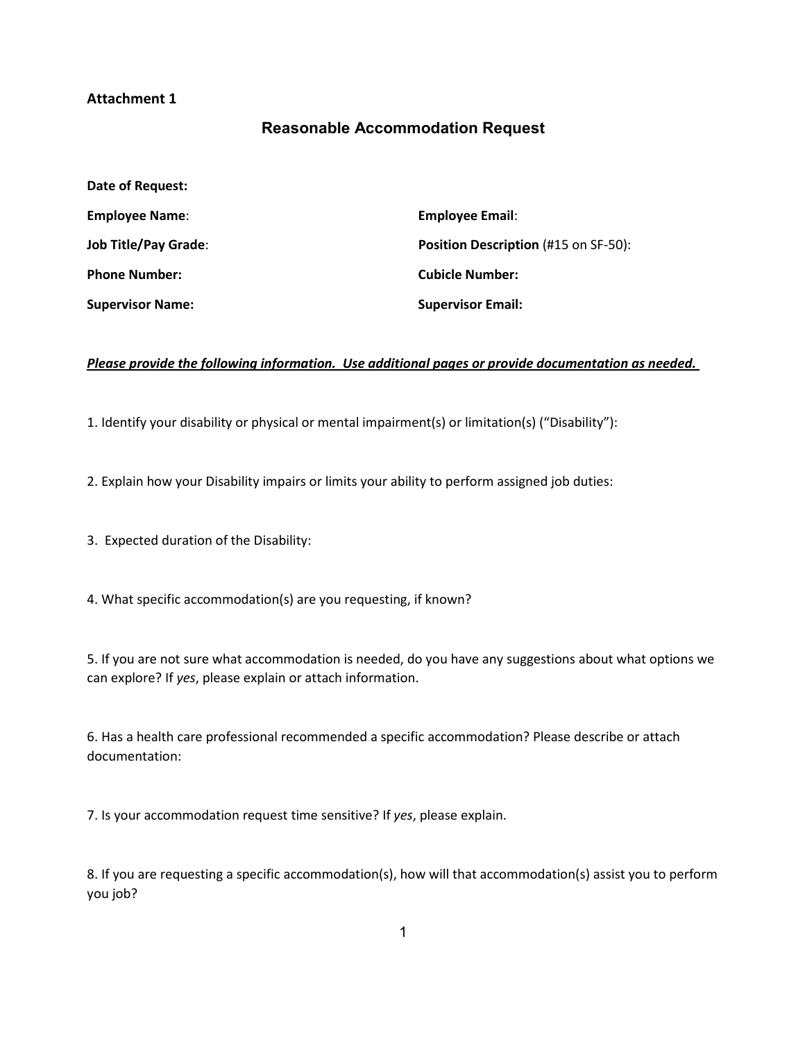**Attachment 1**

## Reasonable Accommodation Request

**Date of Request:**

**Employee Name**:

**Employee Email**:

**Job Title/Pay Grade**:

**Position Description** (#15 on SF-50):

**Phone Number:**

**Cubicle Number:**

**Supervisor Name:**

**Supervisor Email:**

***<u>Please provide the following information. Use additional pages or provide documentation as needed.</u>***

1. Identify your disability or physical or mental impairment(s) or limitation(s) ("Disability"):

2. Explain how your Disability impairs or limits your ability to perform assigned job duties:

3. Expected duration of the Disability:

4. What specific accommodation(s) are you requesting, if known?

5. If you are not sure what accommodation is needed, do you have any suggestions about what options we can explore? If *yes*, please explain or attach information.

6. Has a health care professional recommended a specific accommodation? Please describe or attach documentation:

7. Is your accommodation request time sensitive? If *yes*, please explain.

8. If you are requesting a specific accommodation(s), how will that accommodation(s) assist you to perform you job?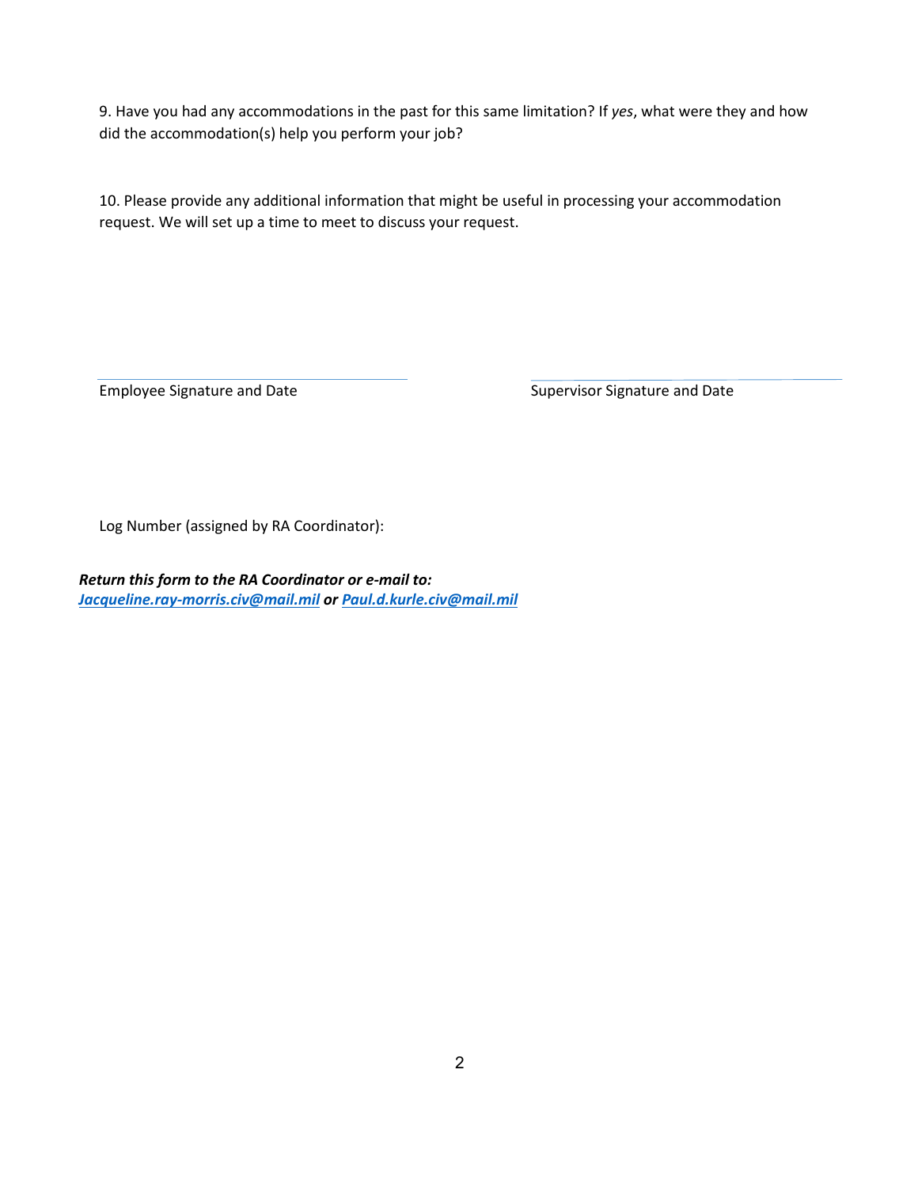9. Have you had any accommodations in the past for this same limitation? If *yes*, what were they and how did the accommodation(s) help you perform your job?

10. Please provide any additional information that might be useful in processing your accommodation request. We will set up a time to meet to discuss your request.

Employee Signature and Date

Supervisor Signature and Date

Log Number (assigned by RA Coordinator):

***Return this form to the RA Coordinator or e-mail to:***
***Jacqueline.ray-morris.civ@mail.mil or Paul.d.kurle.civ@mail.mil***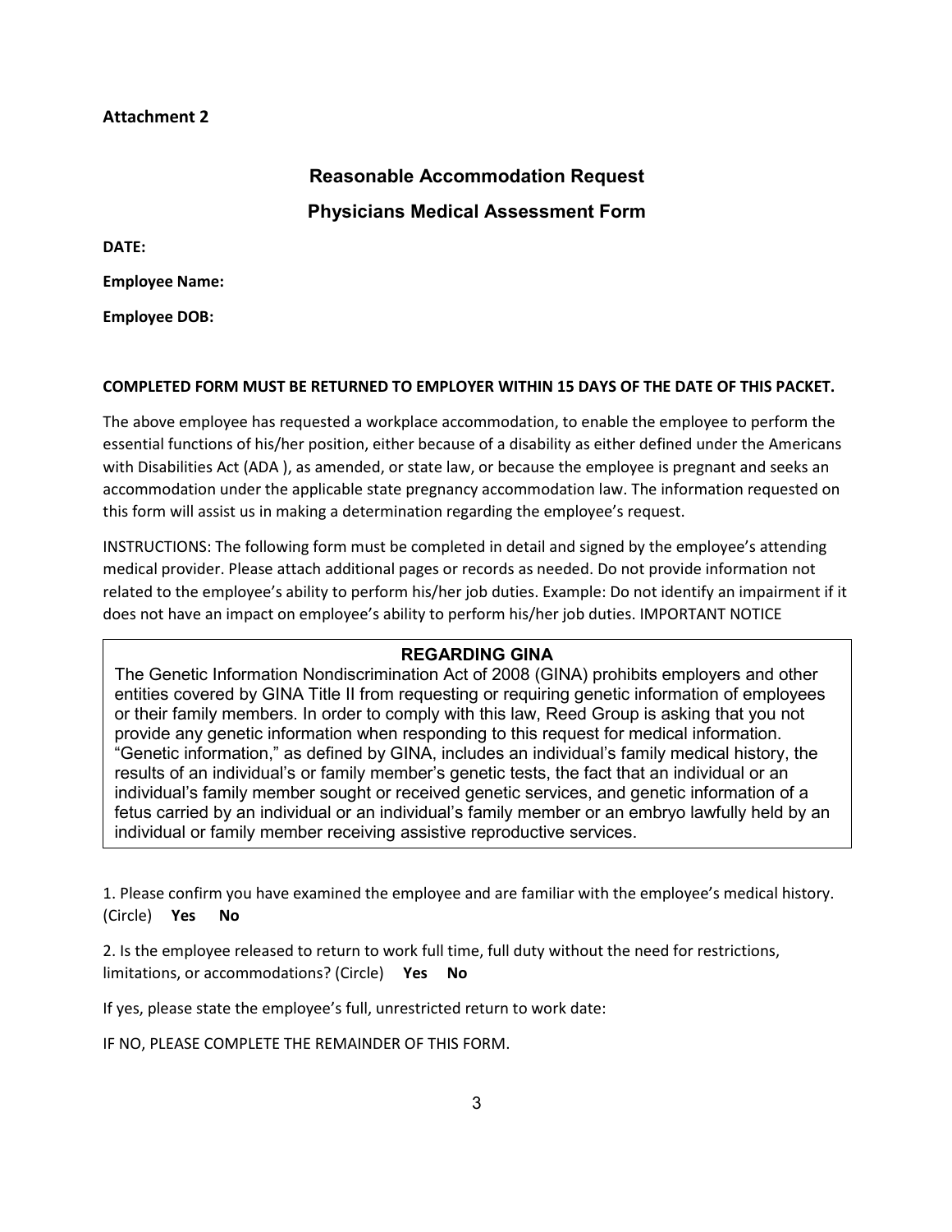**Attachment 2**

## Reasonable Accommodation Request

## Physicians Medical Assessment Form

**DATE:**

**Employee Name:**

**Employee DOB:**

**COMPLETED FORM MUST BE RETURNED TO EMPLOYER WITHIN 15 DAYS OF THE DATE OF THIS PACKET.**

The above employee has requested a workplace accommodation, to enable the employee to perform the essential functions of his/her position, either because of a disability as either defined under the Americans with Disabilities Act (ADA ), as amended, or state law, or because the employee is pregnant and seeks an accommodation under the applicable state pregnancy accommodation law. The information requested on this form will assist us in making a determination regarding the employee's request.

INSTRUCTIONS: The following form must be completed in detail and signed by the employee's attending medical provider. Please attach additional pages or records as needed. Do not provide information not related to the employee's ability to perform his/her job duties. Example: Do not identify an impairment if it does not have an impact on employee's ability to perform his/her job duties. IMPORTANT NOTICE

**REGARDING GINA**

The Genetic Information Nondiscrimination Act of 2008 (GINA) prohibits employers and other entities covered by GINA Title II from requesting or requiring genetic information of employees or their family members. In order to comply with this law, Reed Group is asking that you not provide any genetic information when responding to this request for medical information. "Genetic information," as defined by GINA, includes an individual's family medical history, the results of an individual's or family member's genetic tests, the fact that an individual or an individual's family member sought or received genetic services, and genetic information of a fetus carried by an individual or an individual's family member or an embryo lawfully held by an individual or family member receiving assistive reproductive services.

1. Please confirm you have examined the employee and are familiar with the employee's medical history. (Circle) **Yes** **No**

2. Is the employee released to return to work full time, full duty without the need for restrictions, limitations, or accommodations? (Circle) **Yes** **No**

If yes, please state the employee's full, unrestricted return to work date:

IF NO, PLEASE COMPLETE THE REMAINDER OF THIS FORM.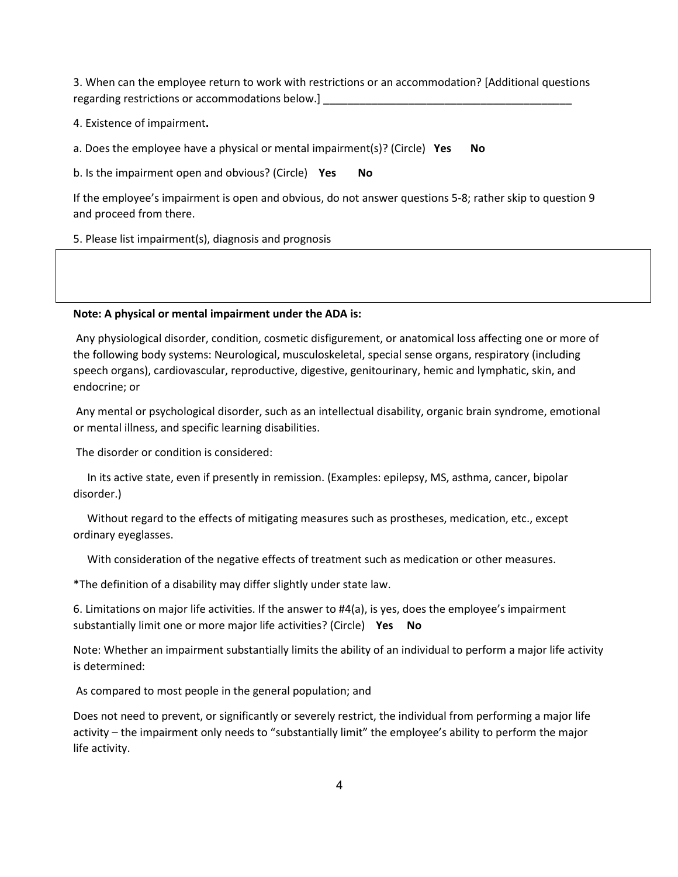3. When can the employee return to work with restrictions or an accommodation? [Additional questions regarding restrictions or accommodations below.] ___________________________________________

4. Existence of impairment**.**

a. Does the employee have a physical or mental impairment(s)? (Circle) **Yes** **No**

b. Is the impairment open and obvious? (Circle) **Yes** **No**

If the employee's impairment is open and obvious, do not answer questions 5-8; rather skip to question 9 and proceed from there.

5. Please list impairment(s), diagnosis and prognosis

|   |
|---|
|   |

**Note: A physical or mental impairment under the ADA is:**

Any physiological disorder, condition, cosmetic disfigurement, or anatomical loss affecting one or more of the following body systems: Neurological, musculoskeletal, special sense organs, respiratory (including speech organs), cardiovascular, reproductive, digestive, genitourinary, hemic and lymphatic, skin, and endocrine; or

Any mental or psychological disorder, such as an intellectual disability, organic brain syndrome, emotional or mental illness, and specific learning disabilities.

The disorder or condition is considered:

In its active state, even if presently in remission. (Examples: epilepsy, MS, asthma, cancer, bipolar disorder.)

Without regard to the effects of mitigating measures such as prostheses, medication, etc., except ordinary eyeglasses.

With consideration of the negative effects of treatment such as medication or other measures.

*The definition of a disability may differ slightly under state law.

6. Limitations on major life activities. If the answer to #4(a), is yes, does the employee's impairment substantially limit one or more major life activities? (Circle) **Yes** **No**

Note: Whether an impairment substantially limits the ability of an individual to perform a major life activity is determined:

As compared to most people in the general population; and

Does not need to prevent, or significantly or severely restrict, the individual from performing a major life activity – the impairment only needs to "substantially limit" the employee's ability to perform the major life activity.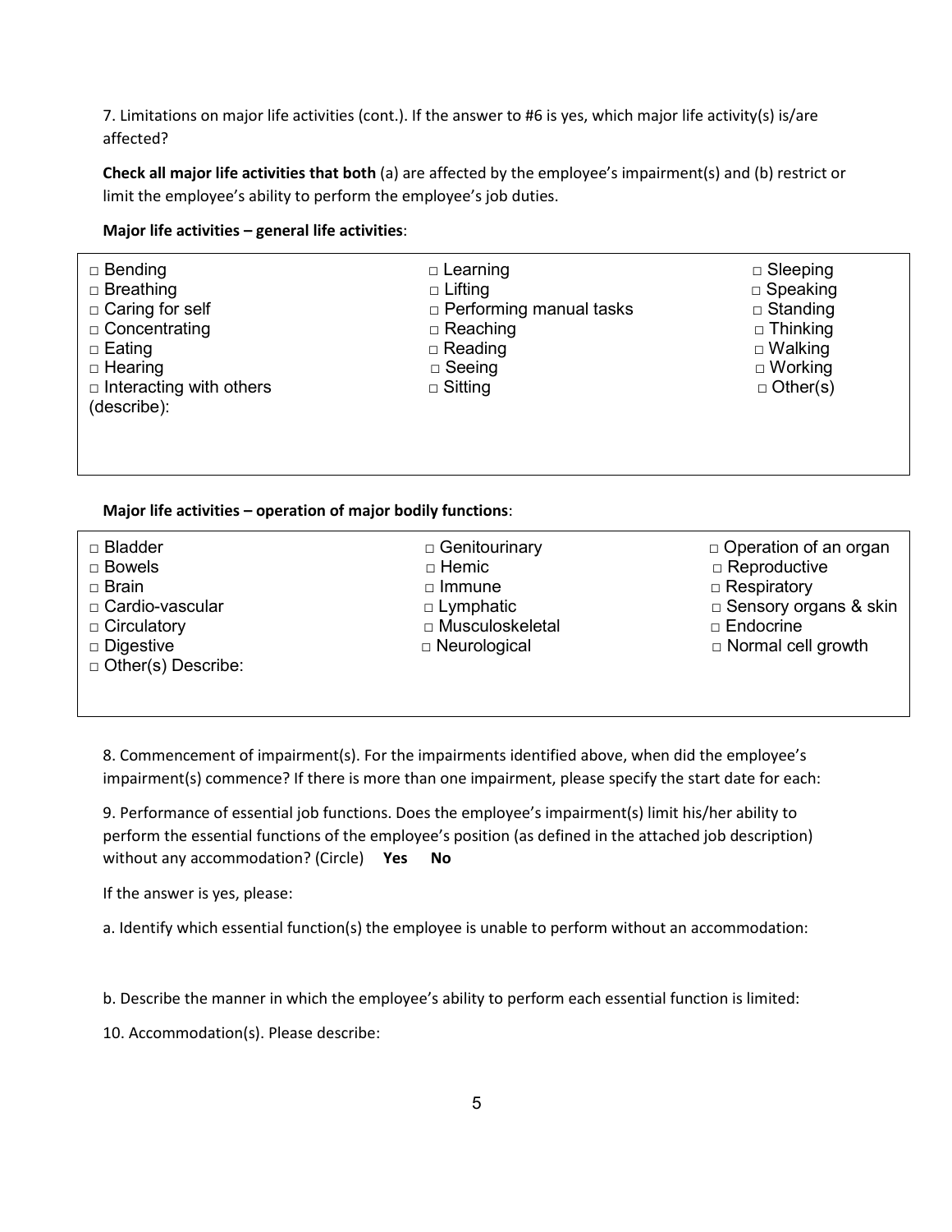7. Limitations on major life activities (cont.). If the answer to #6 is yes, which major life activity(s) is/are affected?

**Check all major life activities that both** (a) are affected by the employee's impairment(s) and (b) restrict or limit the employee's ability to perform the employee's job duties.

**Major life activities – general life activities**:

| | | |
|---|---|---|
| □ Bending | □ Learning | □ Sleeping |
| □ Breathing | □ Lifting | □ Speaking |
| □ Caring for self | □ Performing manual tasks | □ Standing |
| □ Concentrating | □ Reaching | □ Thinking |
| □ Eating | □ Reading | □ Walking |
| □ Hearing | □ Seeing | □ Working |
| □ Interacting with others | □ Sitting | □ Other(s) |

(describe):

**Major life activities – operation of major bodily functions**:

| | | |
|---|---|---|
| □ Bladder | □ Genitourinary | □ Operation of an organ |
| □ Bowels | □ Hemic | □ Reproductive |
| □ Brain | □ Immune | □ Respiratory |
| □ Cardio-vascular | □ Lymphatic | □ Sensory organs & skin |
| □ Circulatory | □ Musculoskeletal | □ Endocrine |
| □ Digestive | □ Neurological | □ Normal cell growth |

□ Other(s) Describe:

8. Commencement of impairment(s). For the impairments identified above, when did the employee's impairment(s) commence? If there is more than one impairment, please specify the start date for each:

9. Performance of essential job functions. Does the employee's impairment(s) limit his/her ability to perform the essential functions of the employee's position (as defined in the attached job description) without any accommodation? (Circle) **Yes** **No**

If the answer is yes, please:

a. Identify which essential function(s) the employee is unable to perform without an accommodation:

b. Describe the manner in which the employee's ability to perform each essential function is limited:

10. Accommodation(s). Please describe: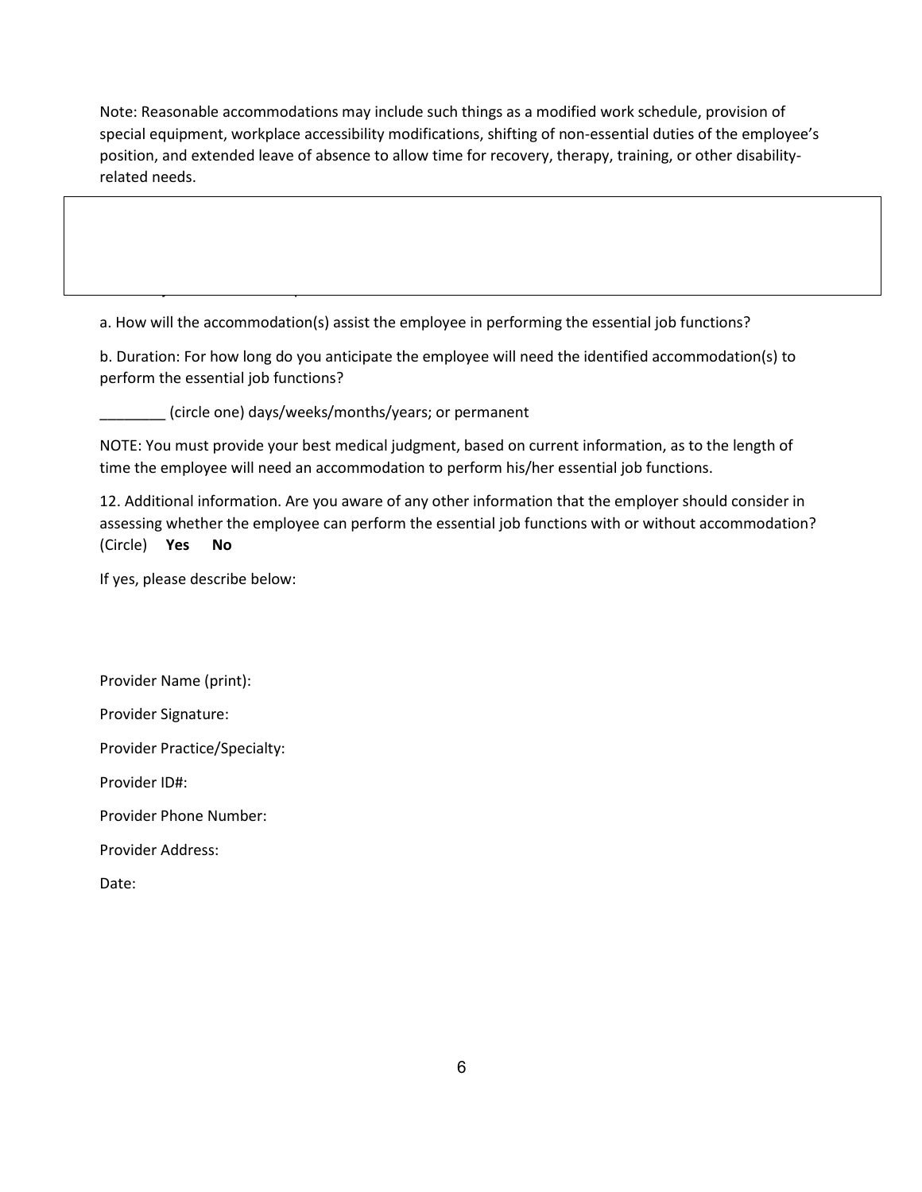Note: Reasonable accommodations may include such things as a modified work schedule, provision of special equipment, workplace accessibility modifications, shifting of non-essential duties of the employee's position, and extended leave of absence to allow time for recovery, therapy, training, or other disability-related needs.

a. How will the accommodation(s) assist the employee in performing the essential job functions?

b. Duration: For how long do you anticipate the employee will need the identified accommodation(s) to perform the essential job functions?

________ (circle one) days/weeks/months/years; or permanent

NOTE: You must provide your best medical judgment, based on current information, as to the length of time the employee will need an accommodation to perform his/her essential job functions.

12. Additional information. Are you aware of any other information that the employer should consider in assessing whether the employee can perform the essential job functions with or without accommodation? (Circle) **Yes** **No**

If yes, please describe below:

Provider Name (print):

Provider Signature:

Provider Practice/Specialty:

Provider ID#:

Provider Phone Number:

Provider Address:

Date: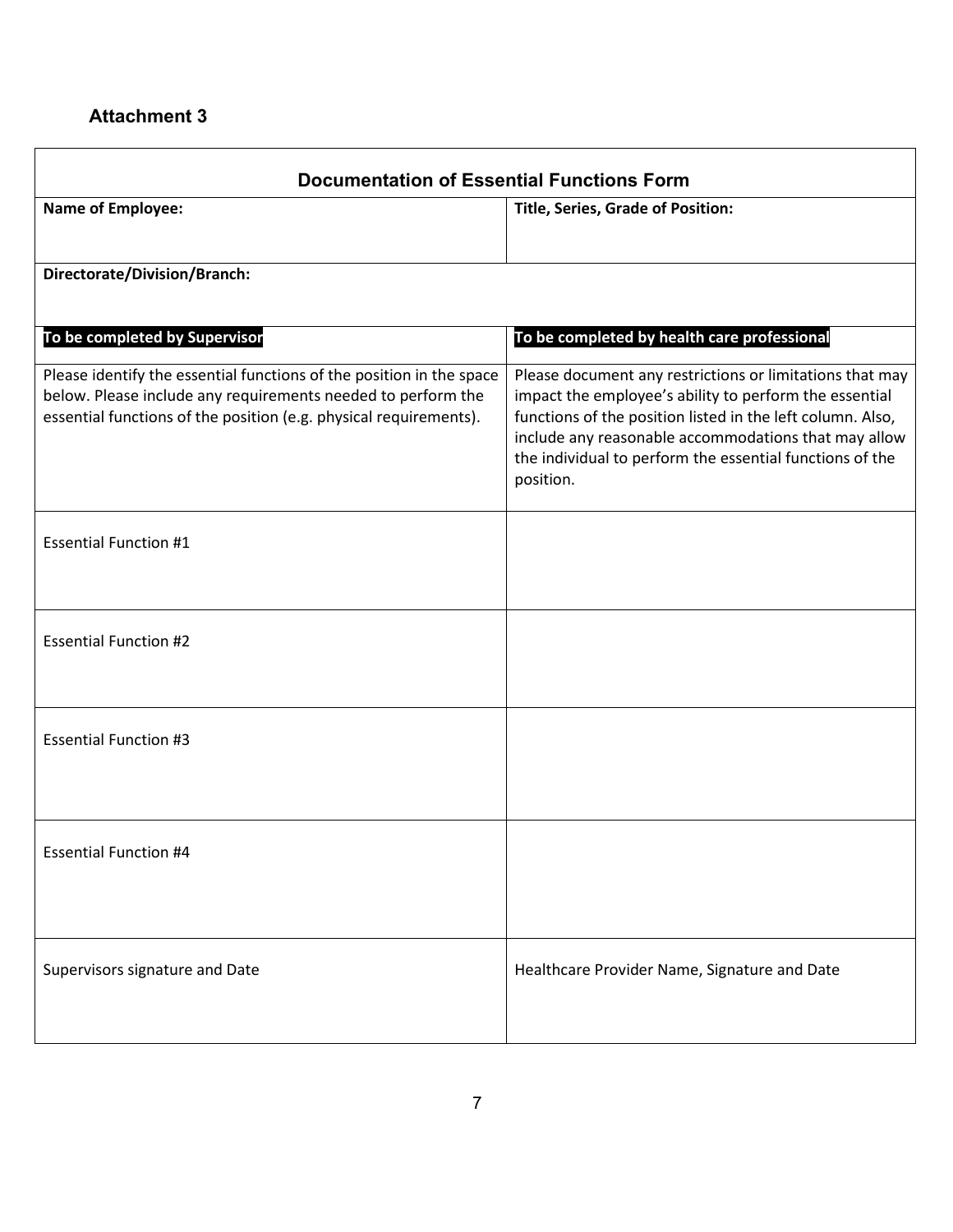**Attachment 3**

| Documentation of Essential Functions Form | |
|---|---|
| **Name of Employee:** | **Title, Series, Grade of Position:** |
| **Directorate/Division/Branch:** | |
| **To be completed by Supervisor** | **To be completed by health care professional** |
| Please identify the essential functions of the position in the space below. Please include any requirements needed to perform the essential functions of the position (e.g. physical requirements). | Please document any restrictions or limitations that may impact the employee's ability to perform the essential functions of the position listed in the left column. Also, include any reasonable accommodations that may allow the individual to perform the essential functions of the position. |
| Essential Function #1 | |
| Essential Function #2 | |
| Essential Function #3 | |
| Essential Function #4 | |
| Supervisors signature and Date | Healthcare Provider Name, Signature and Date |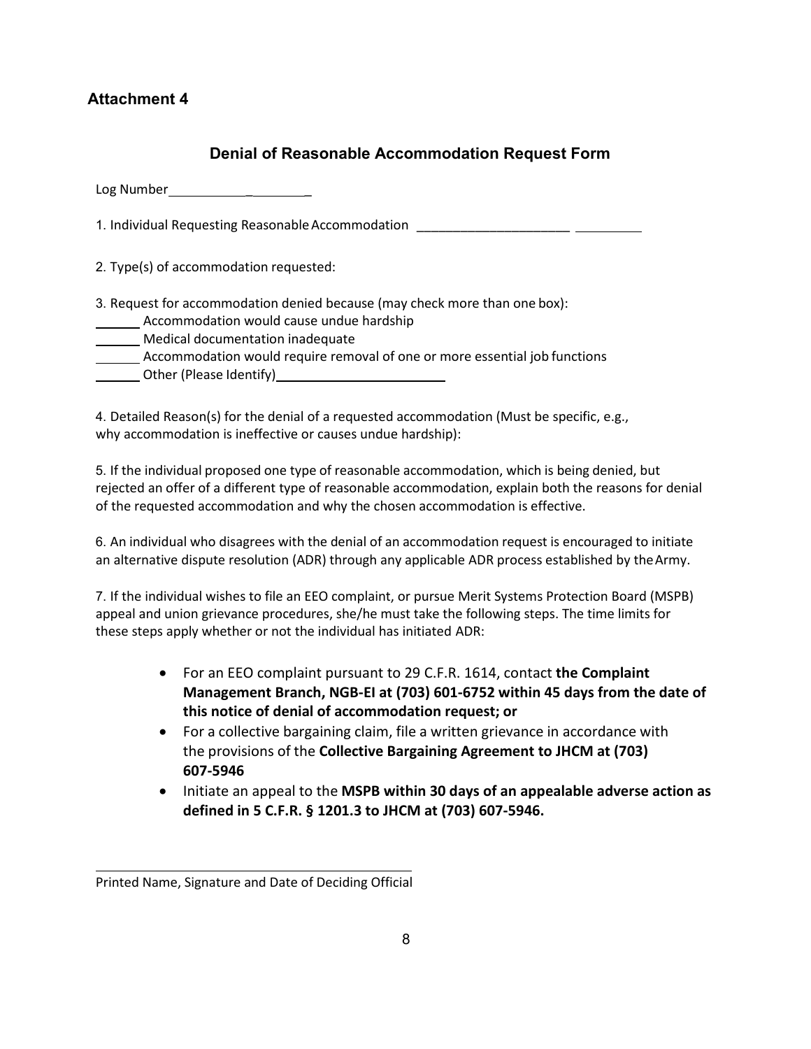## Attachment 4

### Denial of Reasonable Accommodation Request Form

Log Number_____________________

1. Individual Requesting Reasonable Accommodation _______________________________

2. Type(s) of accommodation requested:

3. Request for accommodation denied because (may check more than one box):

______ Accommodation would cause undue hardship
______ Medical documentation inadequate
______ Accommodation would require removal of one or more essential job functions
______ Other (Please Identify)________________________

4. Detailed Reason(s) for the denial of a requested accommodation (Must be specific, e.g., why accommodation is ineffective or causes undue hardship):

5. If the individual proposed one type of reasonable accommodation, which is being denied, but rejected an offer of a different type of reasonable accommodation, explain both the reasons for denial of the requested accommodation and why the chosen accommodation is effective.

6. An individual who disagrees with the denial of an accommodation request is encouraged to initiate an alternative dispute resolution (ADR) through any applicable ADR process established by the Army.

7. If the individual wishes to file an EEO complaint, or pursue Merit Systems Protection Board (MSPB) appeal and union grievance procedures, she/he must take the following steps. The time limits for these steps apply whether or not the individual has initiated ADR:

- For an EEO complaint pursuant to 29 C.F.R. 1614, contact **the Complaint Management Branch, NGB-EI at (703) 601-6752 within 45 days from the date of this notice of denial of accommodation request; or**
- For a collective bargaining claim, file a written grievance in accordance with the provisions of the **Collective Bargaining Agreement to JHCM at (703) 607-5946**
- Initiate an appeal to the **MSPB within 30 days of an appealable adverse action as defined in 5 C.F.R. § 1201.3 to JHCM at (703) 607-5946.**

_______________________________________________
Printed Name, Signature and Date of Deciding Official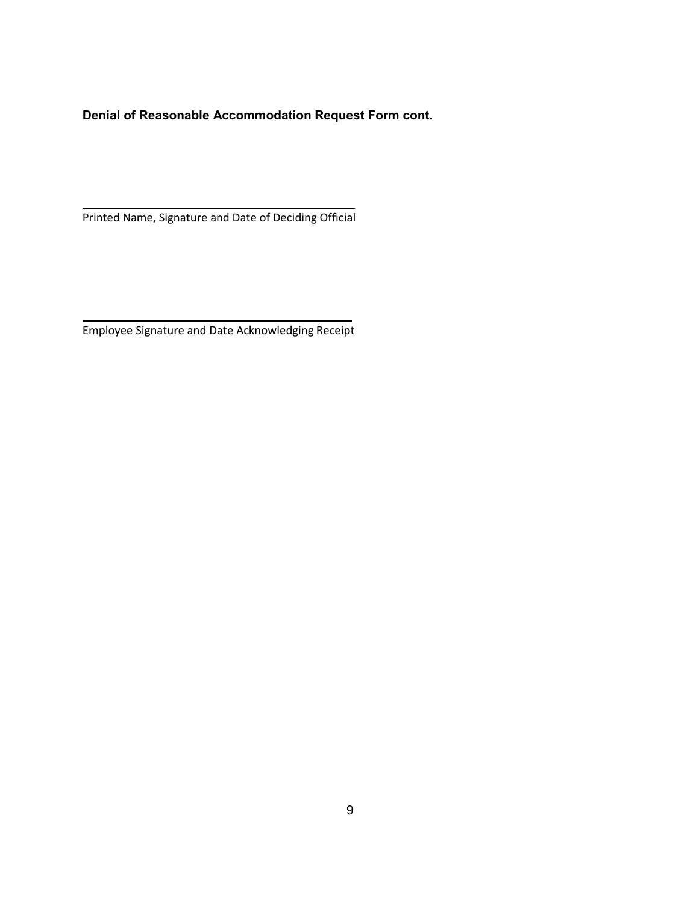**Denial of Reasonable Accommodation Request Form cont.**

\_\_\_\_\_\_\_\_\_\_\_\_\_\_\_\_\_\_\_\_\_\_\_\_\_\_\_\_\_\_\_\_\_\_\_\_\_\_\_\_\_\_

Printed Name, Signature and Date of Deciding Official

\_\_\_\_\_\_\_\_\_\_\_\_\_\_\_\_\_\_\_\_\_\_\_\_\_\_\_\_\_\_\_\_\_\_\_\_\_\_\_\_\_\_

Employee Signature and Date Acknowledging Receipt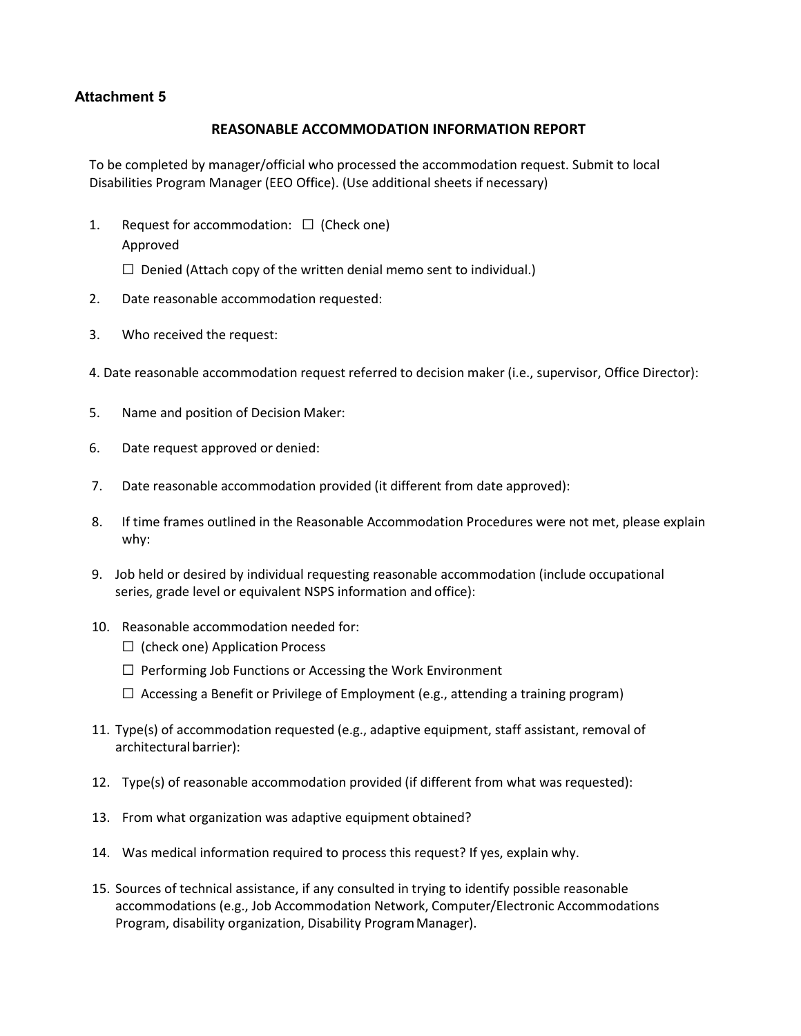**Attachment 5**

**REASONABLE ACCOMMODATION INFORMATION REPORT**

To be completed by manager/official who processed the accommodation request. Submit to local Disabilities Program Manager (EEO Office). (Use additional sheets if necessary)

1. Request for accommodation: ☐ (Check one) Approved

   ☐ Denied (Attach copy of the written denial memo sent to individual.)

2. Date reasonable accommodation requested:

3. Who received the request:

4. Date reasonable accommodation request referred to decision maker (i.e., supervisor, Office Director):

5. Name and position of Decision Maker:

6. Date request approved or denied:

7. Date reasonable accommodation provided (it different from date approved):

8. If time frames outlined in the Reasonable Accommodation Procedures were not met, please explain why:

9. Job held or desired by individual requesting reasonable accommodation (include occupational series, grade level or equivalent NSPS information and office):

10. Reasonable accommodation needed for:

    ☐ (check one) Application Process

    ☐ Performing Job Functions or Accessing the Work Environment

    ☐ Accessing a Benefit or Privilege of Employment (e.g., attending a training program)

11. Type(s) of accommodation requested (e.g., adaptive equipment, staff assistant, removal of architectural barrier):

12. Type(s) of reasonable accommodation provided (if different from what was requested):

13. From what organization was adaptive equipment obtained?

14. Was medical information required to process this request? If yes, explain why.

15. Sources of technical assistance, if any consulted in trying to identify possible reasonable accommodations (e.g., Job Accommodation Network, Computer/Electronic Accommodations Program, disability organization, Disability Program Manager).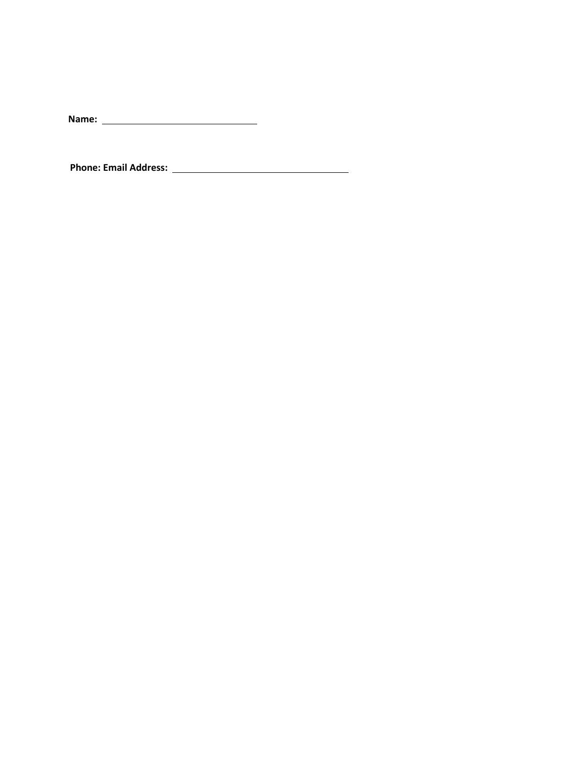**Name:** ______________________________

**Phone: Email Address:** __________________________________